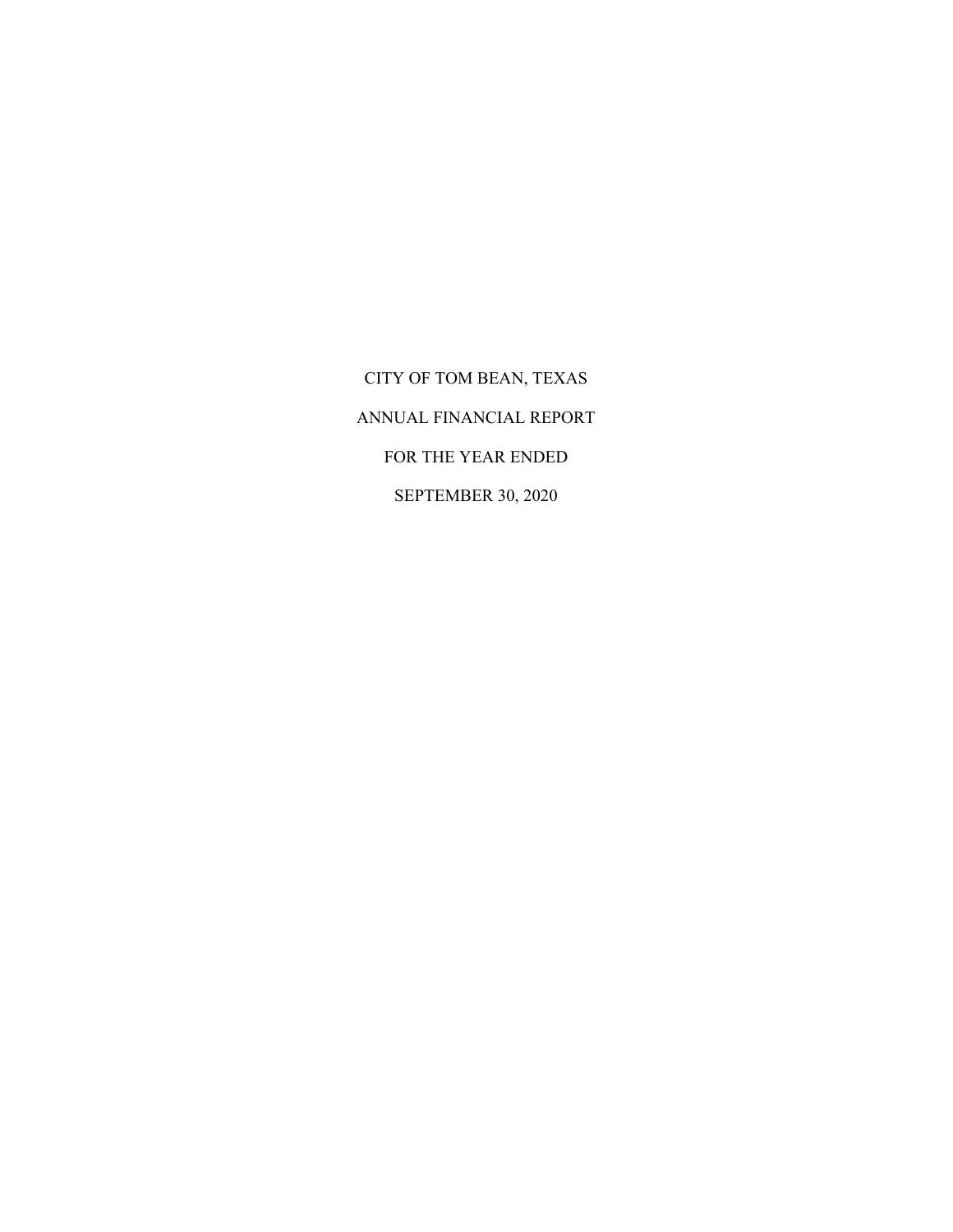# CITY OF TOM BEAN, TEXAS

## ANNUAL FINANCIAL REPORT

## FOR THE YEAR ENDED

## SEPTEMBER 30, 2020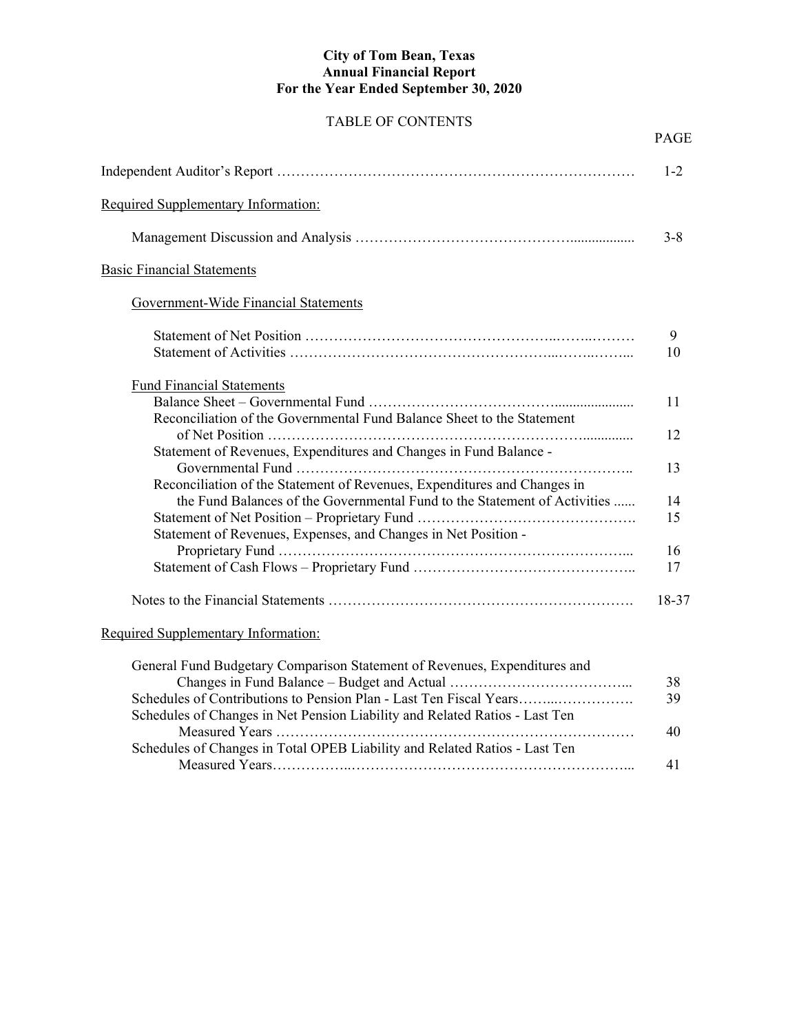# City of Tom Bean, Texas
## Annual Financial Report
## For the Year Ended September 30, 2020

TABLE OF CONTENTS

| | PAGE |
|---|---|
| Independent Auditor's Report | 1-2 |
| <u>Required Supplementary Information:</u> | |
| Management Discussion and Analysis | 3-8 |
| <u>Basic Financial Statements</u> | |
| <u>Government-Wide Financial Statements</u> | |
| Statement of Net Position | 9 |
| Statement of Activities | 10 |
| <u>Fund Financial Statements</u> | |
| Balance Sheet – Governmental Fund | 11 |
| Reconciliation of the Governmental Fund Balance Sheet to the Statement of Net Position | 12 |
| Statement of Revenues, Expenditures and Changes in Fund Balance - Governmental Fund | 13 |
| Reconciliation of the Statement of Revenues, Expenditures and Changes in the Fund Balances of the Governmental Fund to the Statement of Activities | 14 |
| Statement of Net Position – Proprietary Fund | 15 |
| Statement of Revenues, Expenses, and Changes in Net Position - Proprietary Fund | 16 |
| Statement of Cash Flows – Proprietary Fund | 17 |
| Notes to the Financial Statements | 18-37 |
| <u>Required Supplementary Information:</u> | |
| General Fund Budgetary Comparison Statement of Revenues, Expenditures and Changes in Fund Balance – Budget and Actual | 38 |
| Schedules of Contributions to Pension Plan - Last Ten Fiscal Years | 39 |
| Schedules of Changes in Net Pension Liability and Related Ratios - Last Ten Measured Years | 40 |
| Schedules of Changes in Total OPEB Liability and Related Ratios - Last Ten Measured Years | 41 |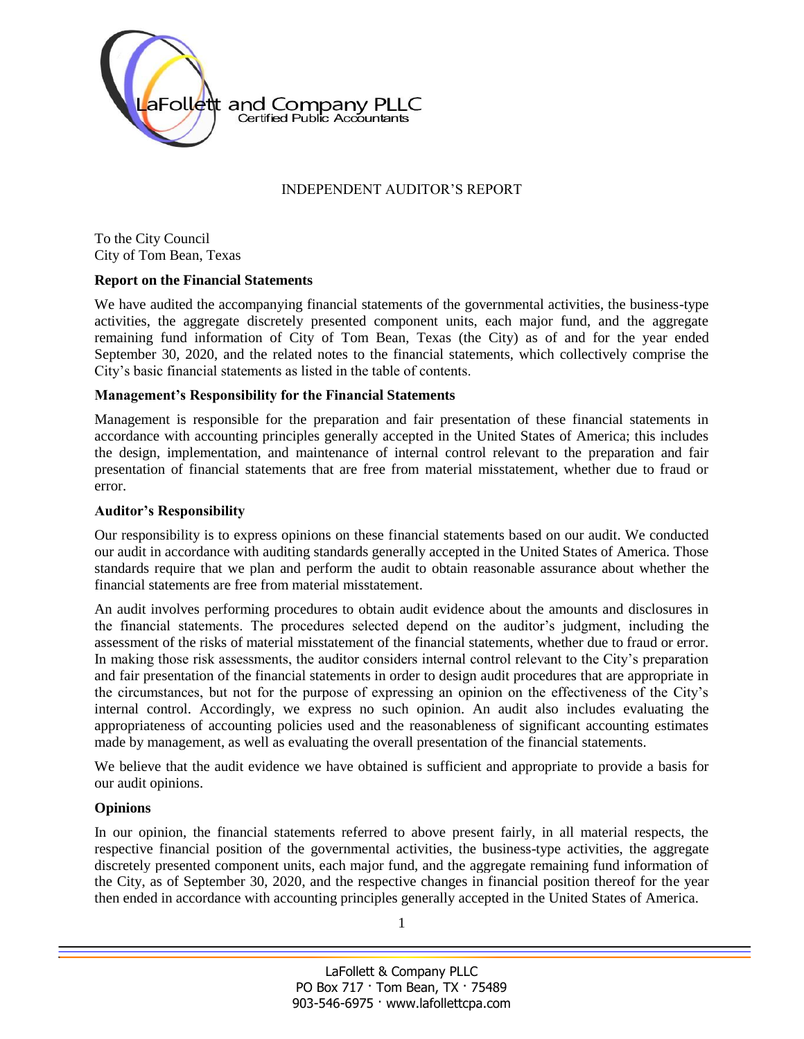LaFollett and Company PLLC
Certified Public Accountants

# INDEPENDENT AUDITOR'S REPORT

To the City Council
City of Tom Bean, Texas

**Report on the Financial Statements**

We have audited the accompanying financial statements of the governmental activities, the business-type activities, the aggregate discretely presented component units, each major fund, and the aggregate remaining fund information of City of Tom Bean, Texas (the City) as of and for the year ended September 30, 2020, and the related notes to the financial statements, which collectively comprise the City's basic financial statements as listed in the table of contents.

**Management's Responsibility for the Financial Statements**

Management is responsible for the preparation and fair presentation of these financial statements in accordance with accounting principles generally accepted in the United States of America; this includes the design, implementation, and maintenance of internal control relevant to the preparation and fair presentation of financial statements that are free from material misstatement, whether due to fraud or error.

**Auditor's Responsibility**

Our responsibility is to express opinions on these financial statements based on our audit. We conducted our audit in accordance with auditing standards generally accepted in the United States of America. Those standards require that we plan and perform the audit to obtain reasonable assurance about whether the financial statements are free from material misstatement.

An audit involves performing procedures to obtain audit evidence about the amounts and disclosures in the financial statements. The procedures selected depend on the auditor's judgment, including the assessment of the risks of material misstatement of the financial statements, whether due to fraud or error. In making those risk assessments, the auditor considers internal control relevant to the City's preparation and fair presentation of the financial statements in order to design audit procedures that are appropriate in the circumstances, but not for the purpose of expressing an opinion on the effectiveness of the City's internal control. Accordingly, we express no such opinion. An audit also includes evaluating the appropriateness of accounting policies used and the reasonableness of significant accounting estimates made by management, as well as evaluating the overall presentation of the financial statements.

We believe that the audit evidence we have obtained is sufficient and appropriate to provide a basis for our audit opinions.

**Opinions**

In our opinion, the financial statements referred to above present fairly, in all material respects, the respective financial position of the governmental activities, the business-type activities, the aggregate discretely presented component units, each major fund, and the aggregate remaining fund information of the City, as of September 30, 2020, and the respective changes in financial position thereof for the year then ended in accordance with accounting principles generally accepted in the United States of America.

LaFollett & Company PLLC
PO Box 717 · Tom Bean, TX · 75489
903-546-6975 · www.lafollettcpa.com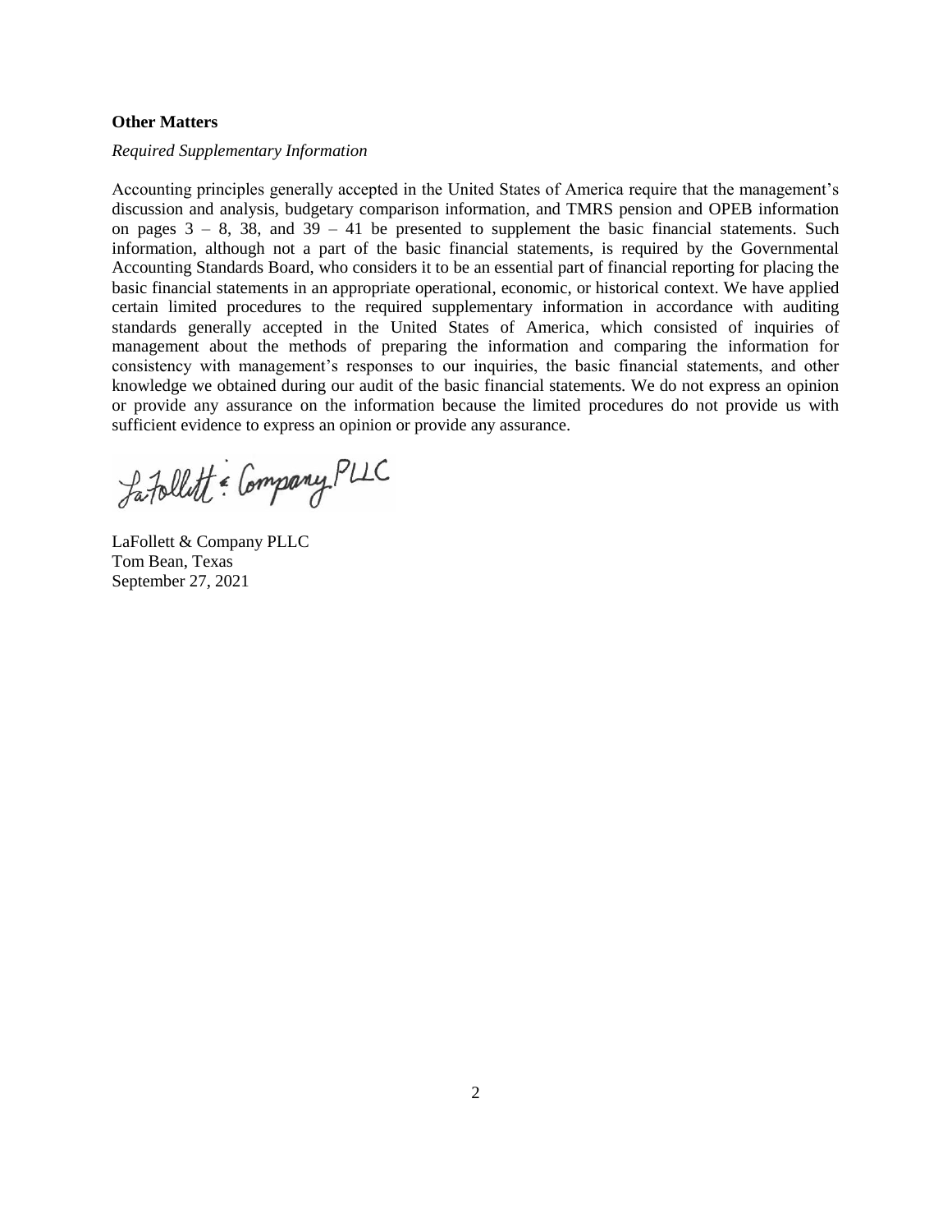**Other Matters**

*Required Supplementary Information*

Accounting principles generally accepted in the United States of America require that the management's discussion and analysis, budgetary comparison information, and TMRS pension and OPEB information on pages 3 – 8, 38, and 39 – 41 be presented to supplement the basic financial statements. Such information, although not a part of the basic financial statements, is required by the Governmental Accounting Standards Board, who considers it to be an essential part of financial reporting for placing the basic financial statements in an appropriate operational, economic, or historical context. We have applied certain limited procedures to the required supplementary information in accordance with auditing standards generally accepted in the United States of America, which consisted of inquiries of management about the methods of preparing the information and comparing the information for consistency with management's responses to our inquiries, the basic financial statements, and other knowledge we obtained during our audit of the basic financial statements. We do not express an opinion or provide any assurance on the information because the limited procedures do not provide us with sufficient evidence to express an opinion or provide any assurance.

LaFollett & Company PLLC

LaFollett & Company PLLC
Tom Bean, Texas
September 27, 2021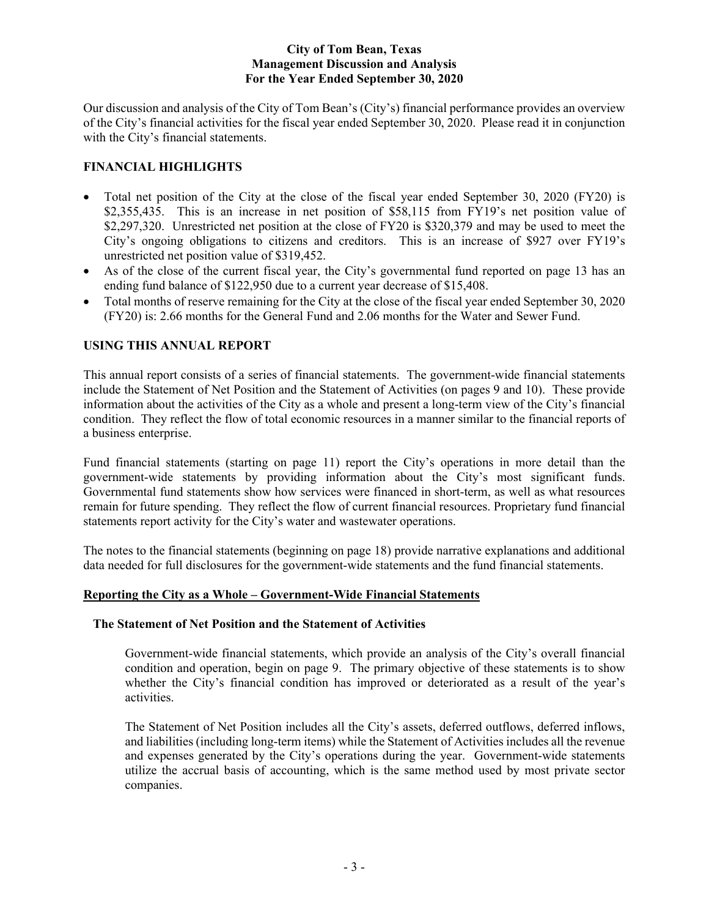# City of Tom Bean, Texas
## Management Discussion and Analysis
## For the Year Ended September 30, 2020

Our discussion and analysis of the City of Tom Bean's (City's) financial performance provides an overview of the City's financial activities for the fiscal year ended September 30, 2020. Please read it in conjunction with the City's financial statements.

## FINANCIAL HIGHLIGHTS

- Total net position of the City at the close of the fiscal year ended September 30, 2020 (FY20) is $2,355,435. This is an increase in net position of $58,115 from FY19's net position value of $2,297,320. Unrestricted net position at the close of FY20 is $320,379 and may be used to meet the City's ongoing obligations to citizens and creditors. This is an increase of $927 over FY19's unrestricted net position value of $319,452.
- As of the close of the current fiscal year, the City's governmental fund reported on page 13 has an ending fund balance of $122,950 due to a current year decrease of $15,408.
- Total months of reserve remaining for the City at the close of the fiscal year ended September 30, 2020 (FY20) is: 2.66 months for the General Fund and 2.06 months for the Water and Sewer Fund.

## USING THIS ANNUAL REPORT

This annual report consists of a series of financial statements. The government-wide financial statements include the Statement of Net Position and the Statement of Activities (on pages 9 and 10). These provide information about the activities of the City as a whole and present a long-term view of the City's financial condition. They reflect the flow of total economic resources in a manner similar to the financial reports of a business enterprise.

Fund financial statements (starting on page 11) report the City's operations in more detail than the government-wide statements by providing information about the City's most significant funds. Governmental fund statements show how services were financed in short-term, as well as what resources remain for future spending. They reflect the flow of current financial resources. Proprietary fund financial statements report activity for the City's water and wastewater operations.

The notes to the financial statements (beginning on page 18) provide narrative explanations and additional data needed for full disclosures for the government-wide statements and the fund financial statements.

### Reporting the City as a Whole – Government-Wide Financial Statements

#### The Statement of Net Position and the Statement of Activities

Government-wide financial statements, which provide an analysis of the City's overall financial condition and operation, begin on page 9. The primary objective of these statements is to show whether the City's financial condition has improved or deteriorated as a result of the year's activities.

The Statement of Net Position includes all the City's assets, deferred outflows, deferred inflows, and liabilities (including long-term items) while the Statement of Activities includes all the revenue and expenses generated by the City's operations during the year. Government-wide statements utilize the accrual basis of accounting, which is the same method used by most private sector companies.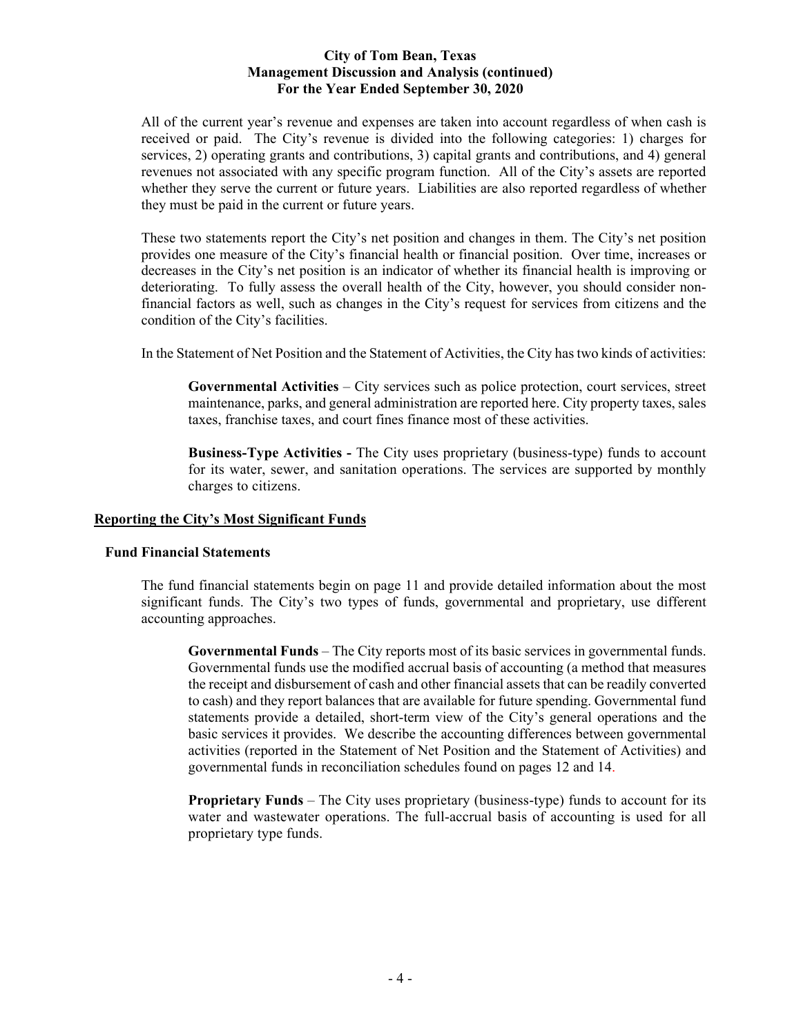All of the current year's revenue and expenses are taken into account regardless of when cash is received or paid. The City's revenue is divided into the following categories: 1) charges for services, 2) operating grants and contributions, 3) capital grants and contributions, and 4) general revenues not associated with any specific program function. All of the City's assets are reported whether they serve the current or future years. Liabilities are also reported regardless of whether they must be paid in the current or future years.

These two statements report the City's net position and changes in them. The City's net position provides one measure of the City's financial health or financial position. Over time, increases or decreases in the City's net position is an indicator of whether its financial health is improving or deteriorating. To fully assess the overall health of the City, however, you should consider non-financial factors as well, such as changes in the City's request for services from citizens and the condition of the City's facilities.

In the Statement of Net Position and the Statement of Activities, the City has two kinds of activities:

**Governmental Activities** – City services such as police protection, court services, street maintenance, parks, and general administration are reported here. City property taxes, sales taxes, franchise taxes, and court fines finance most of these activities.

**Business-Type Activities -** The City uses proprietary (business-type) funds to account for its water, sewer, and sanitation operations. The services are supported by monthly charges to citizens.

## Reporting the City's Most Significant Funds

### Fund Financial Statements

The fund financial statements begin on page 11 and provide detailed information about the most significant funds. The City's two types of funds, governmental and proprietary, use different accounting approaches.

**Governmental Funds** – The City reports most of its basic services in governmental funds. Governmental funds use the modified accrual basis of accounting (a method that measures the receipt and disbursement of cash and other financial assets that can be readily converted to cash) and they report balances that are available for future spending. Governmental fund statements provide a detailed, short-term view of the City's general operations and the basic services it provides. We describe the accounting differences between governmental activities (reported in the Statement of Net Position and the Statement of Activities) and governmental funds in reconciliation schedules found on pages 12 and 14.

**Proprietary Funds** – The City uses proprietary (business-type) funds to account for its water and wastewater operations. The full-accrual basis of accounting is used for all proprietary type funds.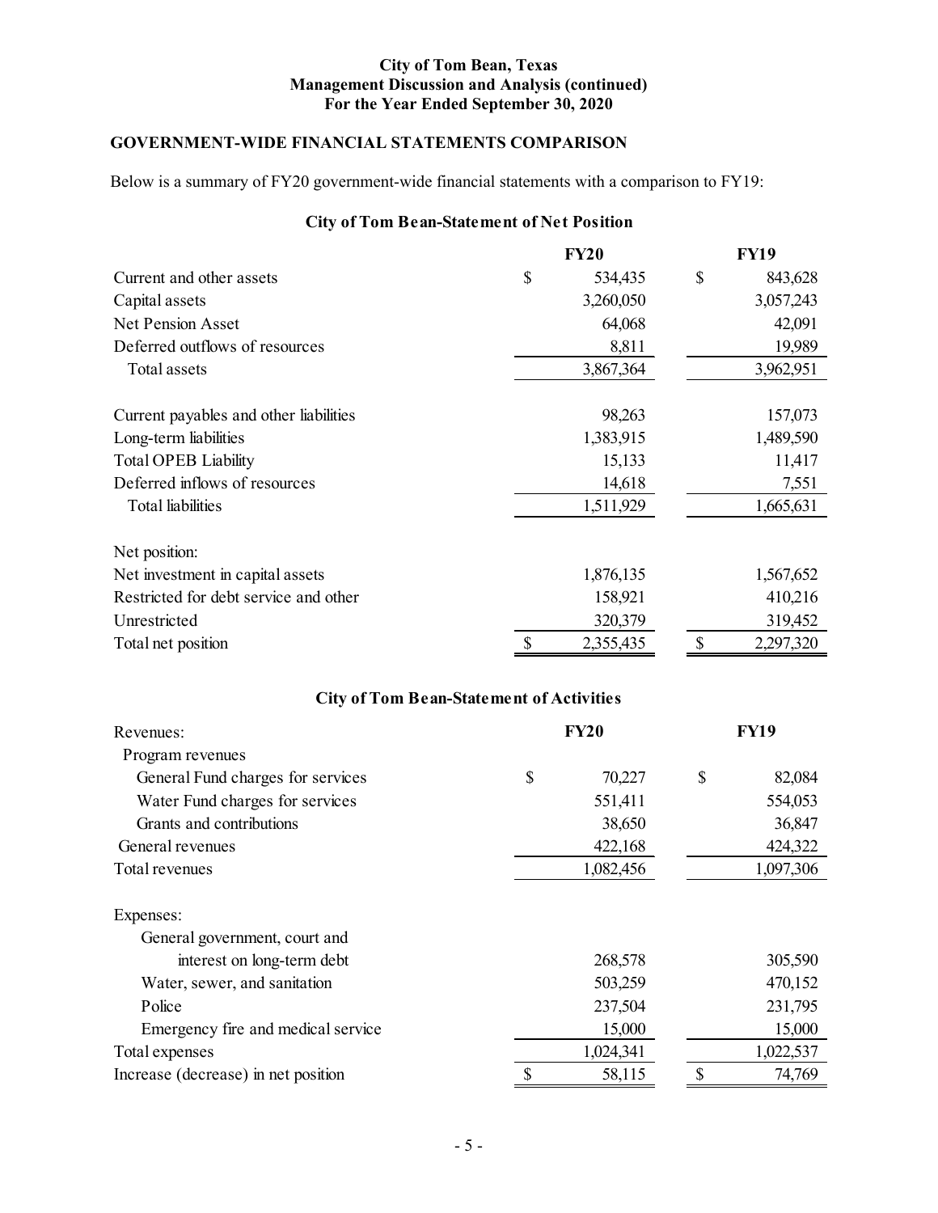**City of Tom Bean, Texas**
**Management Discussion and Analysis (continued)**
**For the Year Ended September 30, 2020**

## GOVERNMENT-WIDE FINANCIAL STATEMENTS COMPARISON

Below is a summary of FY20 government-wide financial statements with a comparison to FY19:

### City of Tom Bean-Statement of Net Position

| | FY20 | FY19 |
|---|---|---|
| Current and other assets | $ 534,435 | $ 843,628 |
| Capital assets | 3,260,050 | 3,057,243 |
| Net Pension Asset | 64,068 | 42,091 |
| Deferred outflows of resources | 8,811 | 19,989 |
| Total assets | 3,867,364 | 3,962,951 |
| | | |
| Current payables and other liabilities | 98,263 | 157,073 |
| Long-term liabilities | 1,383,915 | 1,489,590 |
| Total OPEB Liability | 15,133 | 11,417 |
| Deferred inflows of resources | 14,618 | 7,551 |
| Total liabilities | 1,511,929 | 1,665,631 |
| | | |
| Net position: | | |
| Net investment in capital assets | 1,876,135 | 1,567,652 |
| Restricted for debt service and other | 158,921 | 410,216 |
| Unrestricted | 320,379 | 319,452 |
| Total net position | $ 2,355,435 | $ 2,297,320 |

### City of Tom Bean-Statement of Activities

| Revenues: | FY20 | FY19 |
|---|---|---|
| Program revenues | | |
| General Fund charges for services | $ 70,227 | $ 82,084 |
| Water Fund charges for services | 551,411 | 554,053 |
| Grants and contributions | 38,650 | 36,847 |
| General revenues | 422,168 | 424,322 |
| Total revenues | 1,082,456 | 1,097,306 |
| | | |
| Expenses: | | |
| General government, court and interest on long-term debt | 268,578 | 305,590 |
| Water, sewer, and sanitation | 503,259 | 470,152 |
| Police | 237,504 | 231,795 |
| Emergency fire and medical service | 15,000 | 15,000 |
| Total expenses | 1,024,341 | 1,022,537 |
| Increase (decrease) in net position | $ 58,115 | $ 74,769 |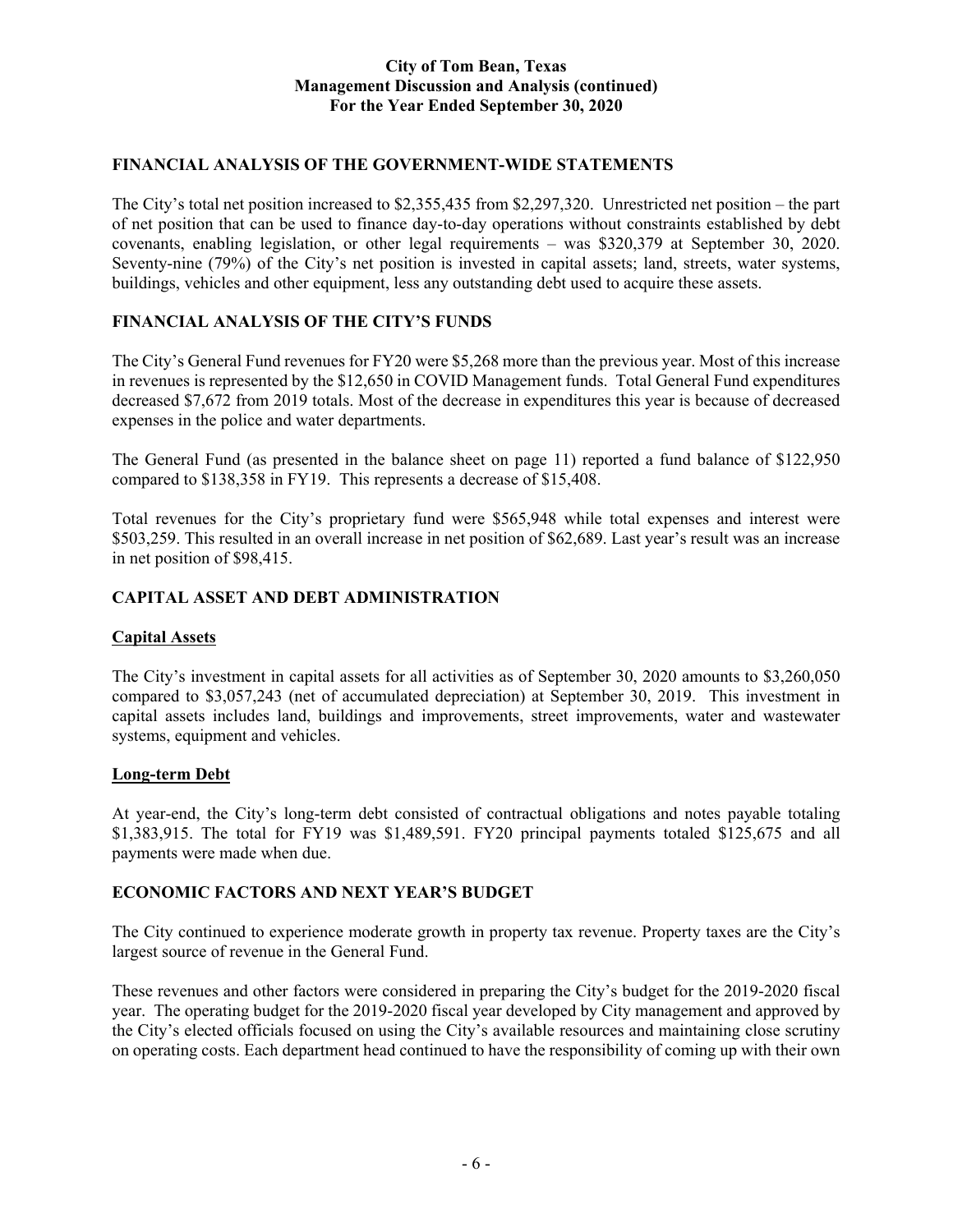## FINANCIAL ANALYSIS OF THE GOVERNMENT-WIDE STATEMENTS

The City's total net position increased to $2,355,435 from $2,297,320. Unrestricted net position – the part of net position that can be used to finance day-to-day operations without constraints established by debt covenants, enabling legislation, or other legal requirements – was $320,379 at September 30, 2020. Seventy-nine (79%) of the City's net position is invested in capital assets; land, streets, water systems, buildings, vehicles and other equipment, less any outstanding debt used to acquire these assets.

## FINANCIAL ANALYSIS OF THE CITY'S FUNDS

The City's General Fund revenues for FY20 were $5,268 more than the previous year. Most of this increase in revenues is represented by the $12,650 in COVID Management funds. Total General Fund expenditures decreased $7,672 from 2019 totals. Most of the decrease in expenditures this year is because of decreased expenses in the police and water departments.

The General Fund (as presented in the balance sheet on page 11) reported a fund balance of $122,950 compared to $138,358 in FY19. This represents a decrease of $15,408.

Total revenues for the City's proprietary fund were $565,948 while total expenses and interest were $503,259. This resulted in an overall increase in net position of $62,689. Last year's result was an increase in net position of $98,415.

## CAPITAL ASSET AND DEBT ADMINISTRATION

### Capital Assets

The City's investment in capital assets for all activities as of September 30, 2020 amounts to $3,260,050 compared to $3,057,243 (net of accumulated depreciation) at September 30, 2019. This investment in capital assets includes land, buildings and improvements, street improvements, water and wastewater systems, equipment and vehicles.

### Long-term Debt

At year-end, the City's long-term debt consisted of contractual obligations and notes payable totaling $1,383,915. The total for FY19 was $1,489,591. FY20 principal payments totaled $125,675 and all payments were made when due.

## ECONOMIC FACTORS AND NEXT YEAR'S BUDGET

The City continued to experience moderate growth in property tax revenue. Property taxes are the City's largest source of revenue in the General Fund.

These revenues and other factors were considered in preparing the City's budget for the 2019-2020 fiscal year. The operating budget for the 2019-2020 fiscal year developed by City management and approved by the City's elected officials focused on using the City's available resources and maintaining close scrutiny on operating costs. Each department head continued to have the responsibility of coming up with their own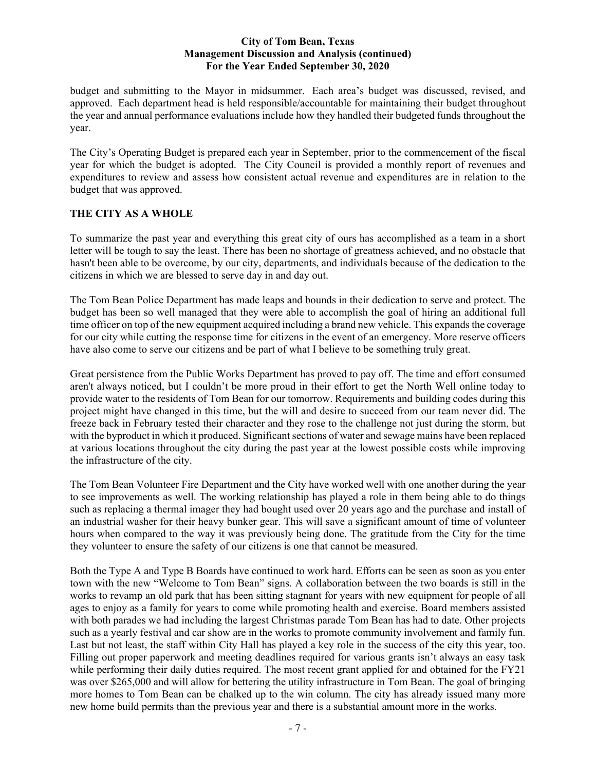budget and submitting to the Mayor in midsummer. Each area's budget was discussed, revised, and approved. Each department head is held responsible/accountable for maintaining their budget throughout the year and annual performance evaluations include how they handled their budgeted funds throughout the year.

The City's Operating Budget is prepared each year in September, prior to the commencement of the fiscal year for which the budget is adopted. The City Council is provided a monthly report of revenues and expenditures to review and assess how consistent actual revenue and expenditures are in relation to the budget that was approved.

## THE CITY AS A WHOLE

To summarize the past year and everything this great city of ours has accomplished as a team in a short letter will be tough to say the least. There has been no shortage of greatness achieved, and no obstacle that hasn't been able to be overcome, by our city, departments, and individuals because of the dedication to the citizens in which we are blessed to serve day in and day out.

The Tom Bean Police Department has made leaps and bounds in their dedication to serve and protect. The budget has been so well managed that they were able to accomplish the goal of hiring an additional full time officer on top of the new equipment acquired including a brand new vehicle. This expands the coverage for our city while cutting the response time for citizens in the event of an emergency. More reserve officers have also come to serve our citizens and be part of what I believe to be something truly great.

Great persistence from the Public Works Department has proved to pay off. The time and effort consumed aren't always noticed, but I couldn't be more proud in their effort to get the North Well online today to provide water to the residents of Tom Bean for our tomorrow. Requirements and building codes during this project might have changed in this time, but the will and desire to succeed from our team never did. The freeze back in February tested their character and they rose to the challenge not just during the storm, but with the byproduct in which it produced. Significant sections of water and sewage mains have been replaced at various locations throughout the city during the past year at the lowest possible costs while improving the infrastructure of the city.

The Tom Bean Volunteer Fire Department and the City have worked well with one another during the year to see improvements as well. The working relationship has played a role in them being able to do things such as replacing a thermal imager they had bought used over 20 years ago and the purchase and install of an industrial washer for their heavy bunker gear. This will save a significant amount of time of volunteer hours when compared to the way it was previously being done. The gratitude from the City for the time they volunteer to ensure the safety of our citizens is one that cannot be measured.

Both the Type A and Type B Boards have continued to work hard. Efforts can be seen as soon as you enter town with the new "Welcome to Tom Bean" signs. A collaboration between the two boards is still in the works to revamp an old park that has been sitting stagnant for years with new equipment for people of all ages to enjoy as a family for years to come while promoting health and exercise. Board members assisted with both parades we had including the largest Christmas parade Tom Bean has had to date. Other projects such as a yearly festival and car show are in the works to promote community involvement and family fun. Last but not least, the staff within City Hall has played a key role in the success of the city this year, too. Filling out proper paperwork and meeting deadlines required for various grants isn't always an easy task while performing their daily duties required. The most recent grant applied for and obtained for the FY21 was over $265,000 and will allow for bettering the utility infrastructure in Tom Bean. The goal of bringing more homes to Tom Bean can be chalked up to the win column. The city has already issued many more new home build permits than the previous year and there is a substantial amount more in the works.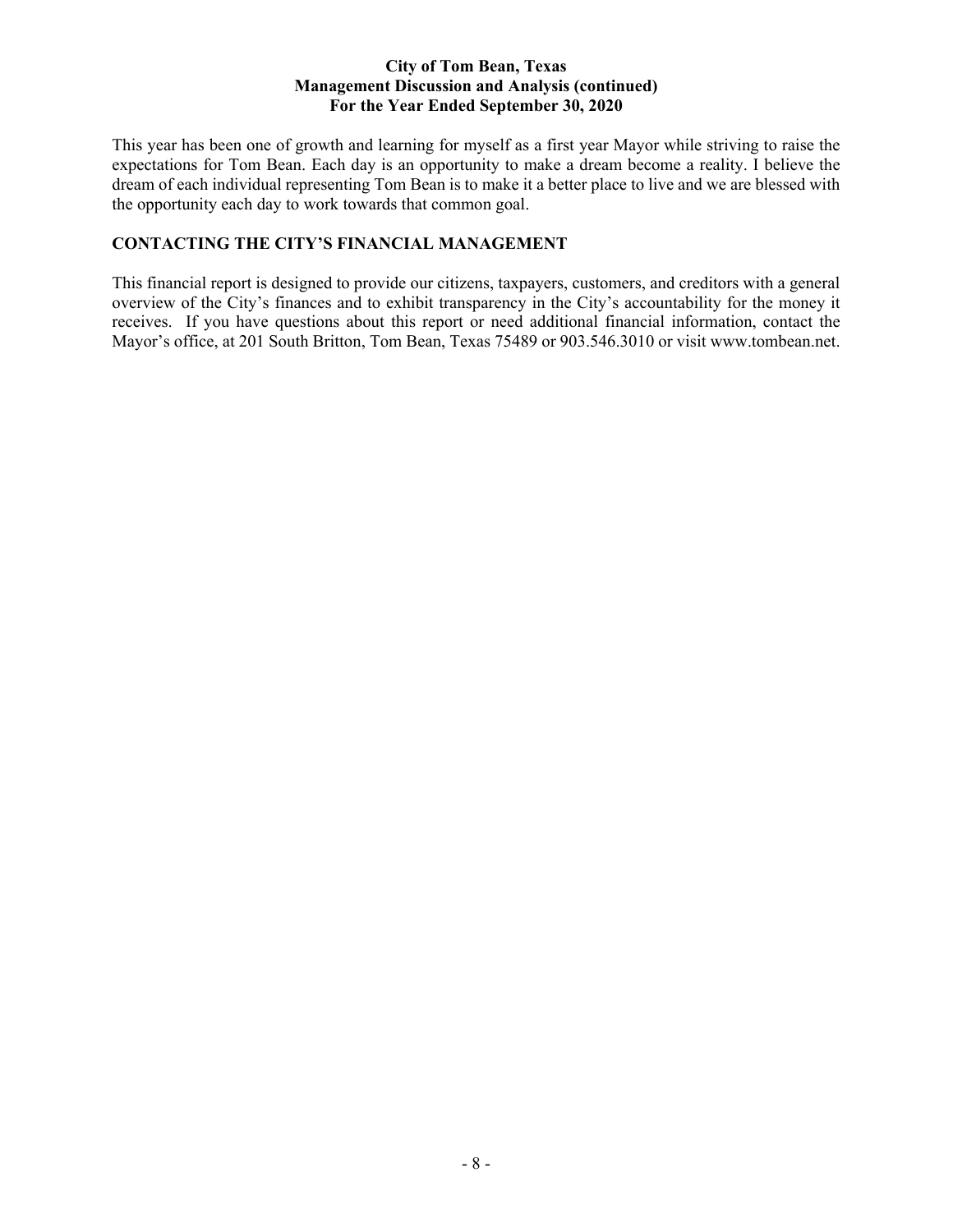This year has been one of growth and learning for myself as a first year Mayor while striving to raise the expectations for Tom Bean. Each day is an opportunity to make a dream become a reality. I believe the dream of each individual representing Tom Bean is to make it a better place to live and we are blessed with the opportunity each day to work towards that common goal.

## CONTACTING THE CITY'S FINANCIAL MANAGEMENT

This financial report is designed to provide our citizens, taxpayers, customers, and creditors with a general overview of the City's finances and to exhibit transparency in the City's accountability for the money it receives. If you have questions about this report or need additional financial information, contact the Mayor's office, at 201 South Britton, Tom Bean, Texas 75489 or 903.546.3010 or visit www.tombean.net.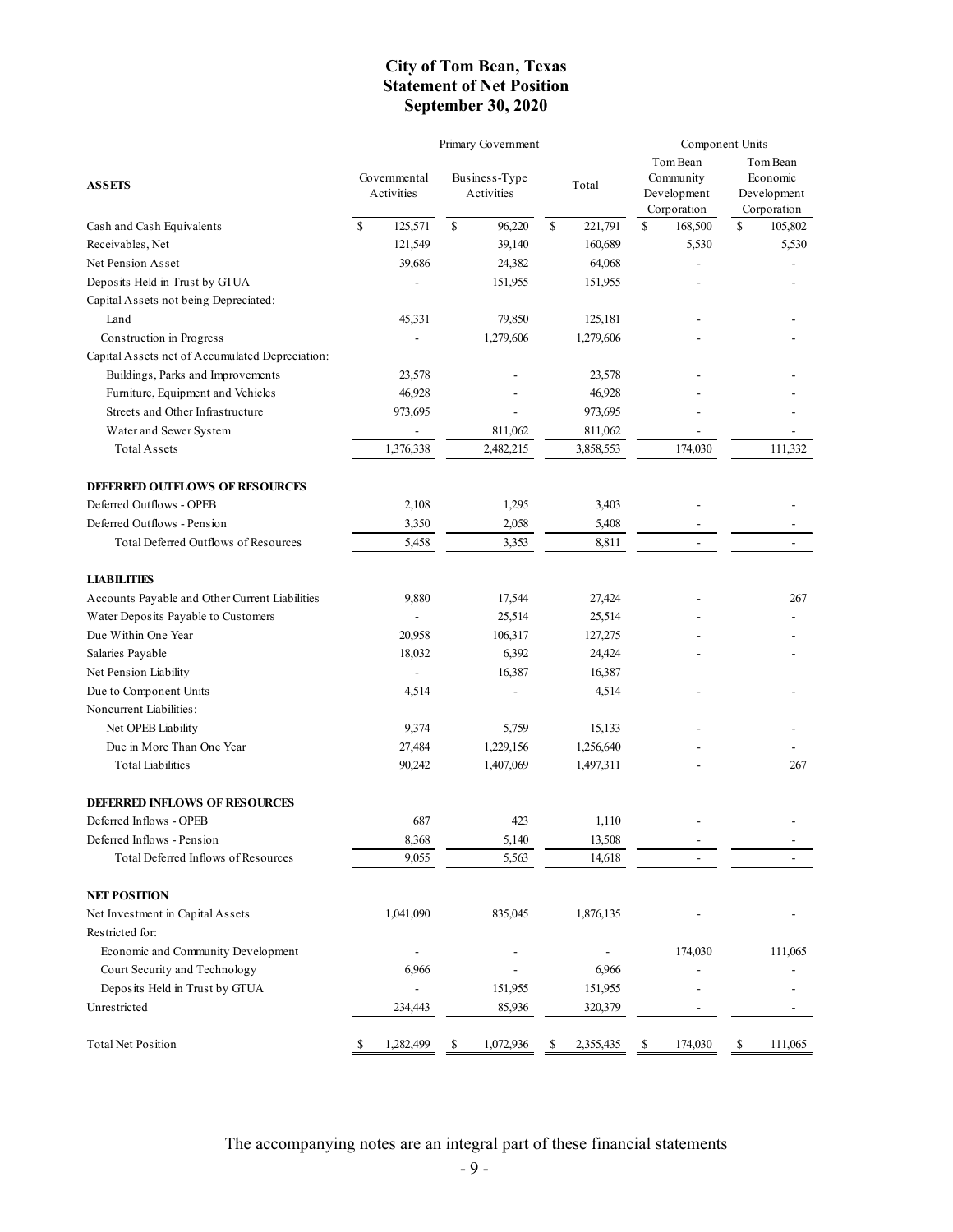# City of Tom Bean, Texas
## Statement of Net Position
## September 30, 2020

| | Primary Government | | | Component Units | |
|---|---|---|---|---|---|
| **ASSETS** | Governmental Activities | Business-Type Activities | Total | Tom Bean Community Development Corporation | Tom Bean Economic Development Corporation |
| Cash and Cash Equivalents | $ 125,571 | $ 96,220 | $ 221,791 | $ 168,500 | $ 105,802 |
| Receivables, Net | 121,549 | 39,140 | 160,689 | 5,530 | 5,530 |
| Net Pension Asset | 39,686 | 24,382 | 64,068 | - | - |
| Deposits Held in Trust by GTUA | - | 151,955 | 151,955 | - | - |
| Capital Assets not being Depreciated: | | | | | |
| Land | 45,331 | 79,850 | 125,181 | - | - |
| Construction in Progress | - | 1,279,606 | 1,279,606 | - | - |
| Capital Assets net of Accumulated Depreciation: | | | | | |
| Buildings, Parks and Improvements | 23,578 | - | 23,578 | - | - |
| Furniture, Equipment and Vehicles | 46,928 | - | 46,928 | - | - |
| Streets and Other Infrastructure | 973,695 | - | 973,695 | - | - |
| Water and Sewer System | - | 811,062 | 811,062 | - | - |
| Total Assets | 1,376,338 | 2,482,215 | 3,858,553 | 174,030 | 111,332 |
| **DEFERRED OUTFLOWS OF RESOURCES** | | | | | |
| Deferred Outflows - OPEB | 2,108 | 1,295 | 3,403 | - | - |
| Deferred Outflows - Pension | 3,350 | 2,058 | 5,408 | - | - |
| Total Deferred Outflows of Resources | 5,458 | 3,353 | 8,811 | - | - |
| **LIABILITIES** | | | | | |
| Accounts Payable and Other Current Liabilities | 9,880 | 17,544 | 27,424 | - | 267 |
| Water Deposits Payable to Customers | - | 25,514 | 25,514 | - | - |
| Due Within One Year | 20,958 | 106,317 | 127,275 | - | - |
| Salaries Payable | 18,032 | 6,392 | 24,424 | - | - |
| Net Pension Liability | - | 16,387 | 16,387 | | |
| Due to Component Units | 4,514 | - | 4,514 | - | - |
| Noncurrent Liabilities: | | | | | |
| Net OPEB Liability | 9,374 | 5,759 | 15,133 | - | - |
| Due in More Than One Year | 27,484 | 1,229,156 | 1,256,640 | - | - |
| Total Liabilities | 90,242 | 1,407,069 | 1,497,311 | - | 267 |
| **DEFERRED INFLOWS OF RESOURCES** | | | | | |
| Deferred Inflows - OPEB | 687 | 423 | 1,110 | - | - |
| Deferred Inflows - Pension | 8,368 | 5,140 | 13,508 | - | - |
| Total Deferred Inflows of Resources | 9,055 | 5,563 | 14,618 | - | - |
| **NET POSITION** | | | | | |
| Net Investment in Capital Assets | 1,041,090 | 835,045 | 1,876,135 | - | - |
| Restricted for: | | | | | |
| Economic and Community Development | - | - | - | 174,030 | 111,065 |
| Court Security and Technology | 6,966 | - | 6,966 | - | - |
| Deposits Held in Trust by GTUA | - | 151,955 | 151,955 | - | - |
| Unrestricted | 234,443 | 85,936 | 320,379 | - | - |
| Total Net Position | $ 1,282,499 | $ 1,072,936 | $ 2,355,435 | $ 174,030 | $ 111,065 |

The accompanying notes are an integral part of these financial statements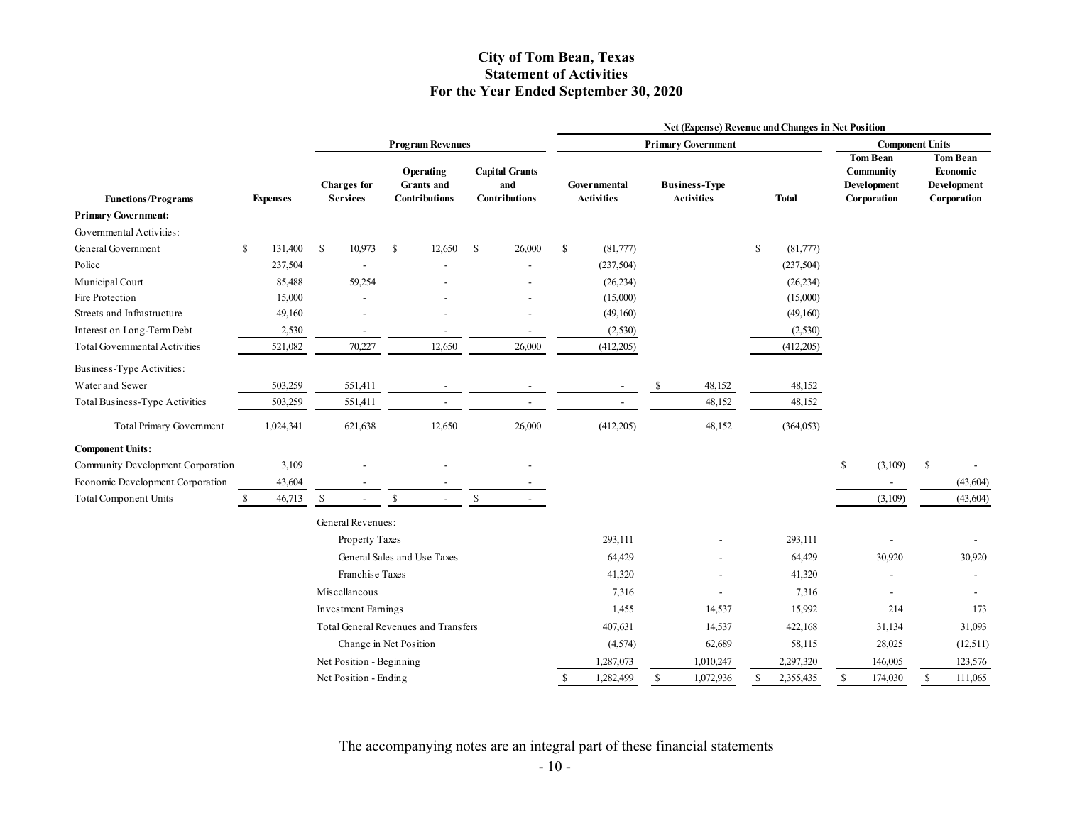# City of Tom Bean, Texas
## Statement of Activities
### For the Year Ended September 30, 2020

| | | Program Revenues | | | Net (Expense) Revenue and Changes in Net Position | | | | |
|---|---|---|---|---|---|---|---|---|---|
| | | | | | Primary Government | | | Component Units | |
| Functions/Programs | Expenses | Charges for Services | Operating Grants and Contributions | Capital Grants and Contributions | Governmental Activities | Business-Type Activities | Total | Tom Bean Community Development Corporation | Tom Bean Economic Development Corporation |
| **Primary Government:** | | | | | | | | | |
| Governmental Activities: | | | | | | | | | |
| General Government | $ 131,400 | $ 10,973 | $ 12,650 | $ 26,000 | $ (81,777) | | $ (81,777) | | |
| Police | 237,504 | - | - | - | (237,504) | | (237,504) | | |
| Municipal Court | 85,488 | 59,254 | - | - | (26,234) | | (26,234) | | |
| Fire Protection | 15,000 | - | - | - | (15,000) | | (15,000) | | |
| Streets and Infrastructure | 49,160 | - | - | - | (49,160) | | (49,160) | | |
| Interest on Long-Term Debt | 2,530 | - | - | - | (2,530) | | (2,530) | | |
| Total Governmental Activities | 521,082 | 70,227 | 12,650 | 26,000 | (412,205) | | (412,205) | | |
| Business-Type Activities: | | | | | | | | | |
| Water and Sewer | 503,259 | 551,411 | - | - | - | $ 48,152 | 48,152 | | |
| Total Business-Type Activities | 503,259 | 551,411 | - | - | - | 48,152 | 48,152 | | |
| Total Primary Government | 1,024,341 | 621,638 | 12,650 | 26,000 | (412,205) | 48,152 | (364,053) | | |
| **Component Units:** | | | | | | | | | |
| Community Development Corporation | 3,109 | - | - | - | | | | $ (3,109) | $ - |
| Economic Development Corporation | 43,604 | - | - | - | | | | - | (43,604) |
| Total Component Units | $ 46,713 | $ - | $ - | $ - | | | | (3,109) | (43,604) |
| | | General Revenues: | | | | | | | |
| | | Property Taxes | | | 293,111 | - | 293,111 | - | - |
| | | General Sales and Use Taxes | | | 64,429 | - | 64,429 | 30,920 | 30,920 |
| | | Franchise Taxes | | | 41,320 | - | 41,320 | - | - |
| | | Miscellaneous | | | 7,316 | - | 7,316 | - | - |
| | | Investment Earnings | | | 1,455 | 14,537 | 15,992 | 214 | 173 |
| | | Total General Revenues and Transfers | | | 407,631 | 14,537 | 422,168 | 31,134 | 31,093 |
| | | Change in Net Position | | | (4,574) | 62,689 | 58,115 | 28,025 | (12,511) |
| | | Net Position - Beginning | | | 1,287,073 | 1,010,247 | 2,297,320 | 146,005 | 123,576 |
| | | Net Position - Ending | | | $ 1,282,499 | $ 1,072,936 | $ 2,355,435 | $ 174,030 | $ 111,065 |

The accompanying notes are an integral part of these financial statements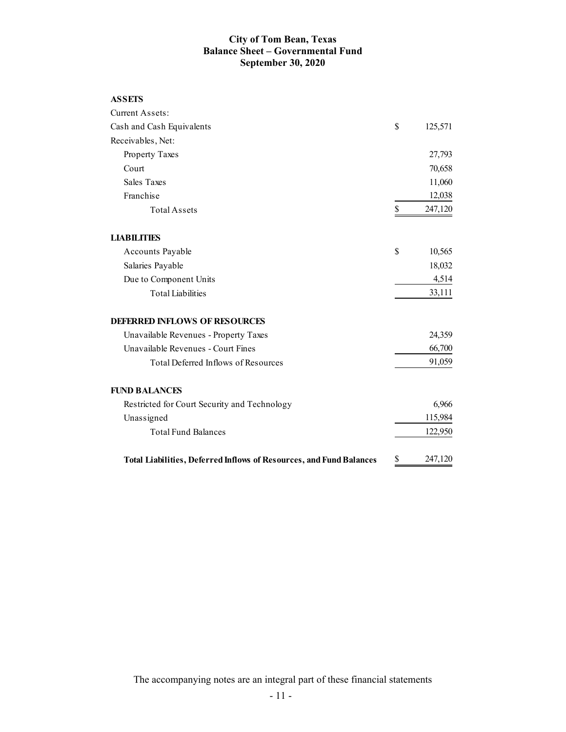# City of Tom Bean, Texas
## Balance Sheet – Governmental Fund
## September 30, 2020

| | |
|---|---|
| **ASSETS** | |
| Current Assets: | |
| Cash and Cash Equivalents | $ 125,571 |
| Receivables, Net: | |
| Property Taxes | 27,793 |
| Court | 70,658 |
| Sales Taxes | 11,060 |
| Franchise | 12,038 |
| Total Assets | $ 247,120 |
| | |
| **LIABILITIES** | |
| Accounts Payable | $ 10,565 |
| Salaries Payable | 18,032 |
| Due to Component Units | 4,514 |
| Total Liabilities | 33,111 |
| | |
| **DEFERRED INFLOWS OF RESOURCES** | |
| Unavailable Revenues - Property Taxes | 24,359 |
| Unavailable Revenues - Court Fines | 66,700 |
| Total Deferred Inflows of Resources | 91,059 |
| | |
| **FUND BALANCES** | |
| Restricted for Court Security and Technology | 6,966 |
| Unassigned | 115,984 |
| Total Fund Balances | 122,950 |
| | |
| **Total Liabilities, Deferred Inflows of Resources, and Fund Balances** | $ 247,120 |

The accompanying notes are an integral part of these financial statements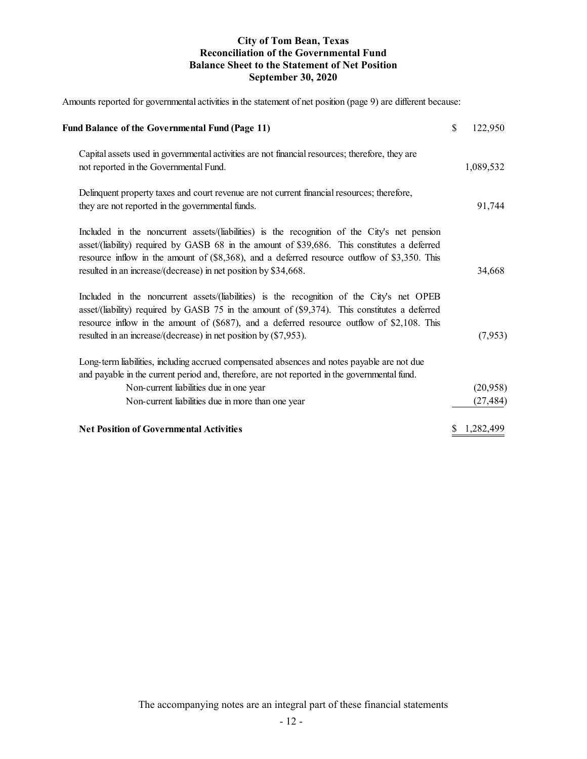# City of Tom Bean, Texas
## Reconciliation of the Governmental Fund Balance Sheet to the Statement of Net Position
### September 30, 2020

Amounts reported for governmental activities in the statement of net position (page 9) are different because:

| | |
|---|---|
| **Fund Balance of the Governmental Fund (Page 11)** | $ 122,950 |
| Capital assets used in governmental activities are not financial resources; therefore, they are not reported in the Governmental Fund. | 1,089,532 |
| Delinquent property taxes and court revenue are not current financial resources; therefore, they are not reported in the governmental funds. | 91,744 |
| Included in the noncurrent assets/(liabilities) is the recognition of the City's net pension asset/(liability) required by GASB 68 in the amount of $39,686. This constitutes a deferred resource inflow in the amount of ($8,368), and a deferred resource outflow of $3,350. This resulted in an increase/(decrease) in net position by $34,668. | 34,668 |
| Included in the noncurrent assets/(liabilities) is the recognition of the City's net OPEB asset/(liability) required by GASB 75 in the amount of ($9,374). This constitutes a deferred resource inflow in the amount of ($687), and a deferred resource outflow of $2,108. This resulted in an increase/(decrease) in net position by ($7,953). | (7,953) |
| Long-term liabilities, including accrued compensated absences and notes payable are not due and payable in the current period and, therefore, are not reported in the governmental fund. | |
| Non-current liabilities due in one year | (20,958) |
| Non-current liabilities due in more than one year | (27,484) |
| **Net Position of Governmental Activities** | $ 1,282,499 |

The accompanying notes are an integral part of these financial statements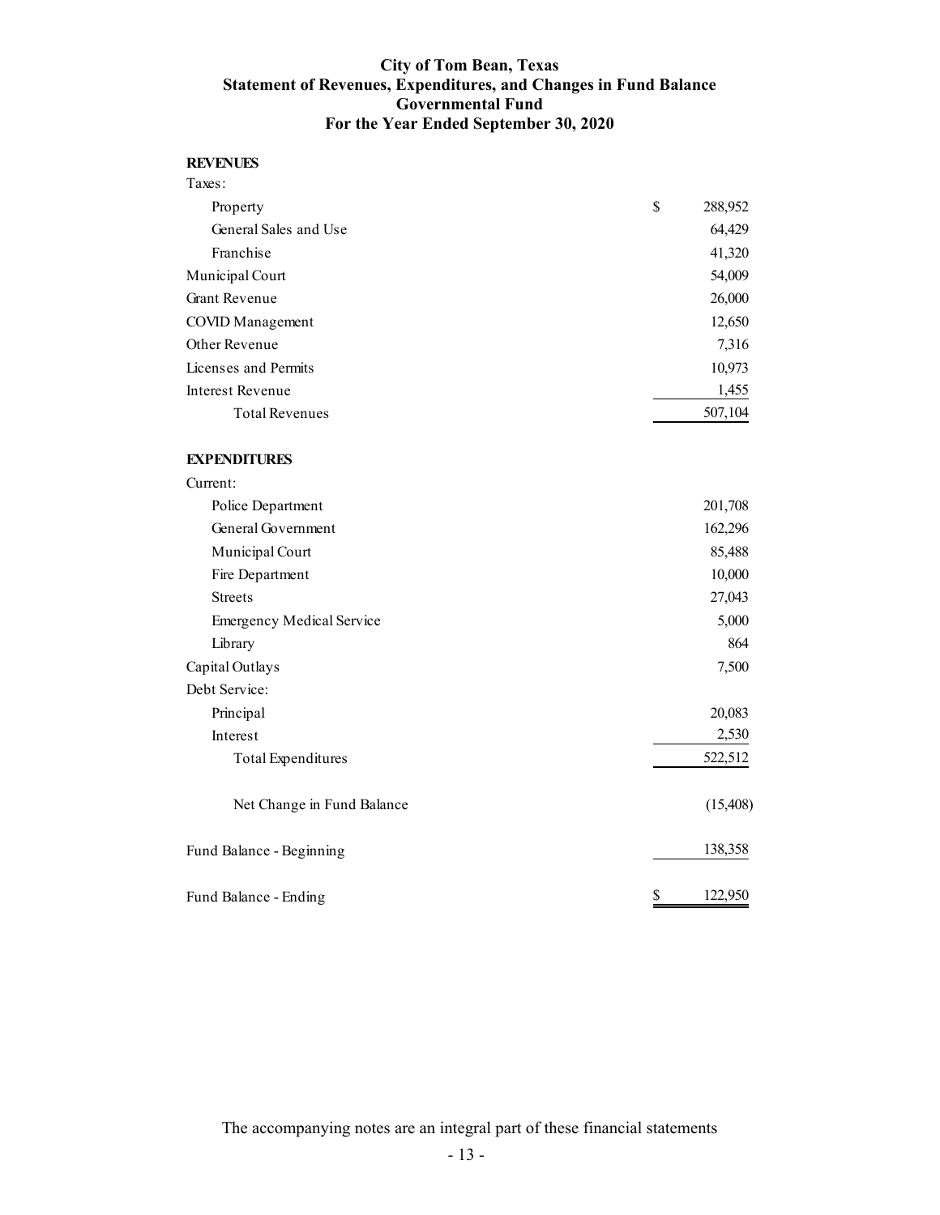# City of Tom Bean, Texas
## Statement of Revenues, Expenditures, and Changes in Fund Balance
## Governmental Fund
## For the Year Ended September 30, 2020

| | |
|---|---|
| **REVENUES** | |
| Taxes: | |
| Property | $ 288,952 |
| General Sales and Use | 64,429 |
| Franchise | 41,320 |
| Municipal Court | 54,009 |
| Grant Revenue | 26,000 |
| COVID Management | 12,650 |
| Other Revenue | 7,316 |
| Licenses and Permits | 10,973 |
| Interest Revenue | 1,455 |
| Total Revenues | 507,104 |
| | |
| **EXPENDITURES** | |
| Current: | |
| Police Department | 201,708 |
| General Government | 162,296 |
| Municipal Court | 85,488 |
| Fire Department | 10,000 |
| Streets | 27,043 |
| Emergency Medical Service | 5,000 |
| Library | 864 |
| Capital Outlays | 7,500 |
| Debt Service: | |
| Principal | 20,083 |
| Interest | 2,530 |
| Total Expenditures | 522,512 |
| | |
| Net Change in Fund Balance | (15,408) |
| | |
| Fund Balance - Beginning | 138,358 |
| | |
| Fund Balance - Ending | $ 122,950 |

The accompanying notes are an integral part of these financial statements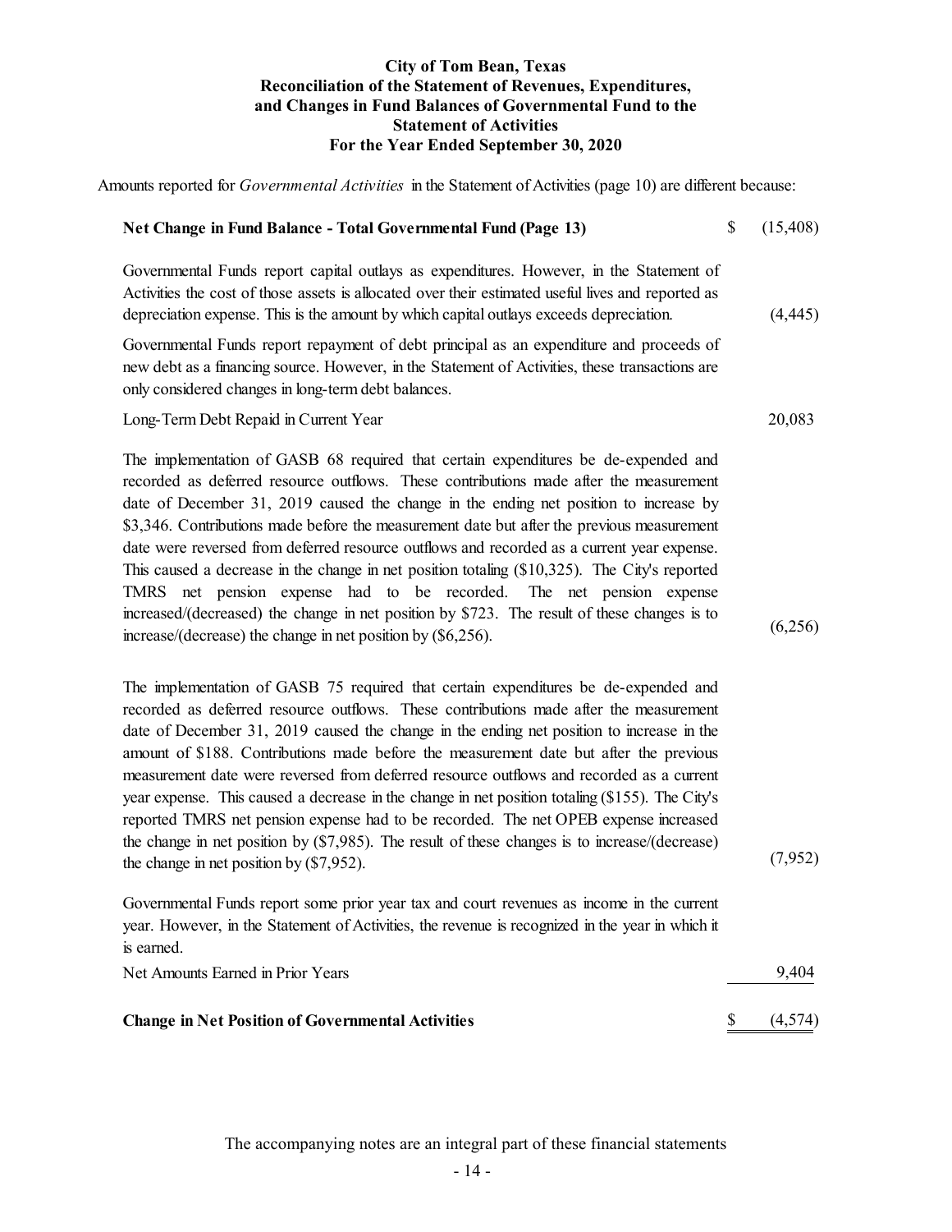# City of Tom Bean, Texas
## Reconciliation of the Statement of Revenues, Expenditures, and Changes in Fund Balances of Governmental Fund to the Statement of Activities
### For the Year Ended September 30, 2020

Amounts reported for *Governmental Activities* in the Statement of Activities (page 10) are different because:

| | | |
|---|---|---|
| **Net Change in Fund Balance - Total Governmental Fund (Page 13)** | $ | (15,408) |
| Governmental Funds report capital outlays as expenditures. However, in the Statement of Activities the cost of those assets is allocated over their estimated useful lives and reported as depreciation expense. This is the amount by which capital outlays exceeds depreciation. | | (4,445) |
| Governmental Funds report repayment of debt principal as an expenditure and proceeds of new debt as a financing source. However, in the Statement of Activities, these transactions are only considered changes in long-term debt balances. | | |
| Long-Term Debt Repaid in Current Year | | 20,083 |
| The implementation of GASB 68 required that certain expenditures be de-expended and recorded as deferred resource outflows. These contributions made after the measurement date of December 31, 2019 caused the change in the ending net position to increase by $3,346. Contributions made before the measurement date but after the previous measurement date were reversed from deferred resource outflows and recorded as a current year expense. This caused a decrease in the change in net position totaling ($10,325). The City's reported TMRS net pension expense had to be recorded. The net pension expense increased/(decreased) the change in net position by $723. The result of these changes is to increase/(decrease) the change in net position by ($6,256). | | (6,256) |
| The implementation of GASB 75 required that certain expenditures be de-expended and recorded as deferred resource outflows. These contributions made after the measurement date of December 31, 2019 caused the change in the ending net position to increase in the amount of $188. Contributions made before the measurement date but after the previous measurement date were reversed from deferred resource outflows and recorded as a current year expense. This caused a decrease in the change in net position totaling ($155). The City's reported TMRS net pension expense had to be recorded. The net OPEB expense increased the change in net position by ($7,985). The result of these changes is to increase/(decrease) the change in net position by ($7,952). | | (7,952) |
| Governmental Funds report some prior year tax and court revenues as income in the current year. However, in the Statement of Activities, the revenue is recognized in the year in which it is earned. | | |
| Net Amounts Earned in Prior Years | | 9,404 |
| **Change in Net Position of Governmental Activities** | $ | (4,574) |

The accompanying notes are an integral part of these financial statements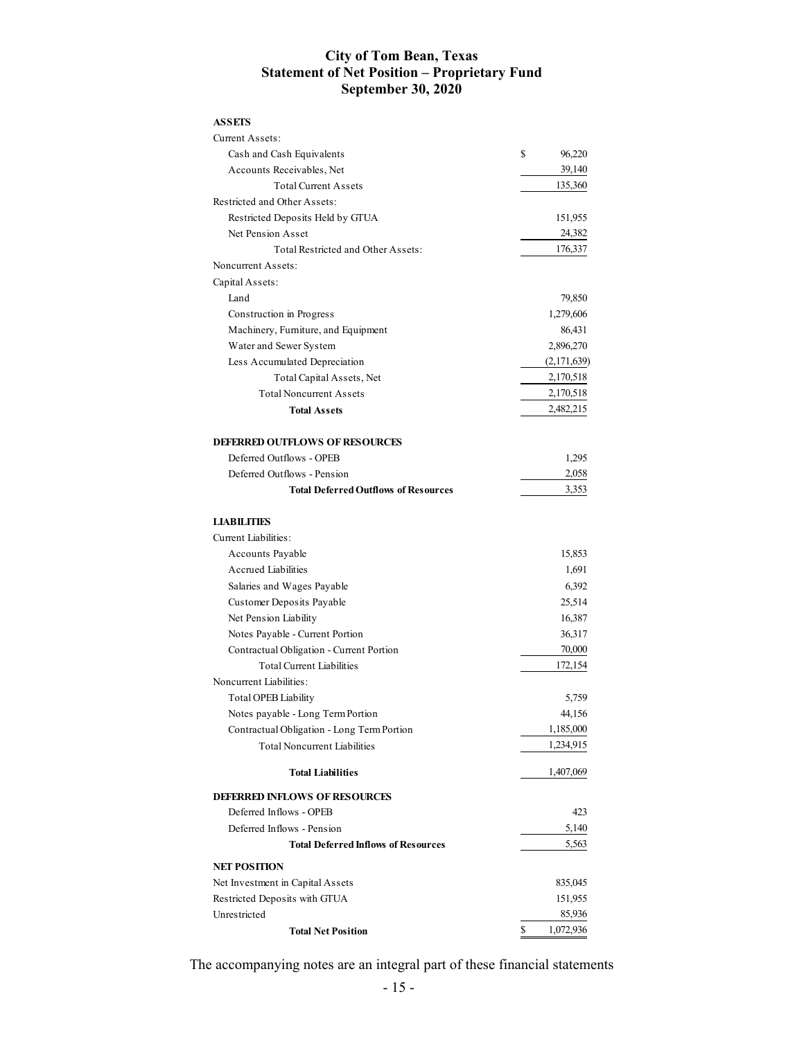# City of Tom Bean, Texas
## Statement of Net Position – Proprietary Fund
## September 30, 2020

| | |
|---|---|
| **ASSETS** | |
| Current Assets: | |
| Cash and Cash Equivalents | $ 96,220 |
| Accounts Receivables, Net | 39,140 |
| Total Current Assets | 135,360 |
| Restricted and Other Assets: | |
| Restricted Deposits Held by GTUA | 151,955 |
| Net Pension Asset | 24,382 |
| Total Restricted and Other Assets: | 176,337 |
| Noncurrent Assets: | |
| Capital Assets: | |
| Land | 79,850 |
| Construction in Progress | 1,279,606 |
| Machinery, Furniture, and Equipment | 86,431 |
| Water and Sewer System | 2,896,270 |
| Less Accumulated Depreciation | (2,171,639) |
| Total Capital Assets, Net | 2,170,518 |
| Total Noncurrent Assets | 2,170,518 |
| **Total Assets** | 2,482,215 |
| | |
| **DEFERRED OUTFLOWS OF RESOURCES** | |
| Deferred Outflows - OPEB | 1,295 |
| Deferred Outflows - Pension | 2,058 |
| **Total Deferred Outflows of Resources** | 3,353 |
| | |
| **LIABILITIES** | |
| Current Liabilities: | |
| Accounts Payable | 15,853 |
| Accrued Liabilities | 1,691 |
| Salaries and Wages Payable | 6,392 |
| Customer Deposits Payable | 25,514 |
| Net Pension Liability | 16,387 |
| Notes Payable - Current Portion | 36,317 |
| Contractual Obligation - Current Portion | 70,000 |
| Total Current Liabilities | 172,154 |
| Noncurrent Liabilities: | |
| Total OPEB Liability | 5,759 |
| Notes payable - Long Term Portion | 44,156 |
| Contractual Obligation - Long Term Portion | 1,185,000 |
| Total Noncurrent Liabilities | 1,234,915 |
| | |
| **Total Liabilities** | 1,407,069 |
| | |
| **DEFERRED INFLOWS OF RESOURCES** | |
| Deferred Inflows - OPEB | 423 |
| Deferred Inflows - Pension | 5,140 |
| **Total Deferred Inflows of Resources** | 5,563 |
| | |
| **NET POSITION** | |
| Net Investment in Capital Assets | 835,045 |
| Restricted Deposits with GTUA | 151,955 |
| Unrestricted | 85,936 |
| **Total Net Position** | $ 1,072,936 |

The accompanying notes are an integral part of these financial statements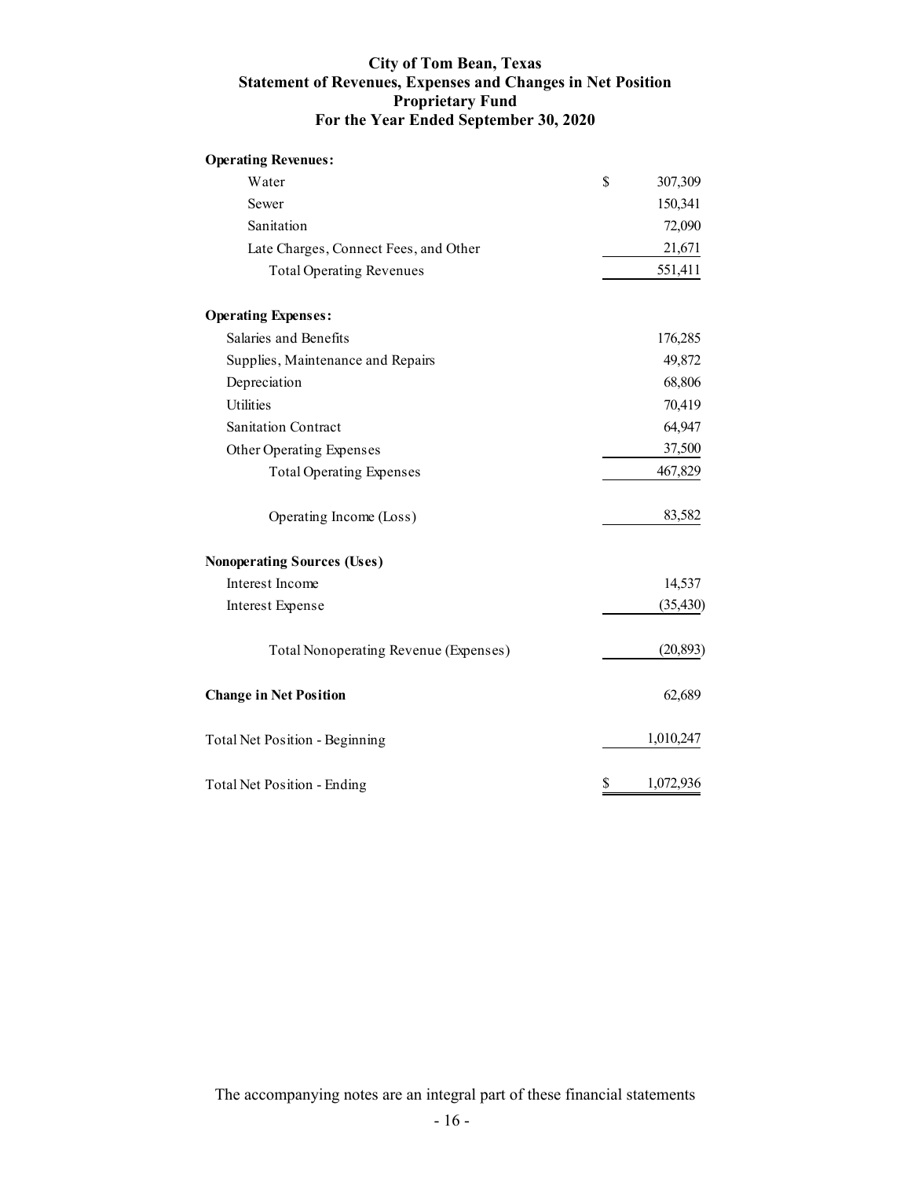# City of Tom Bean, Texas
## Statement of Revenues, Expenses and Changes in Net Position
## Proprietary Fund
## For the Year Ended September 30, 2020

| | |
|---|---|
| **Operating Revenues:** | |
| Water | $ 307,309 |
| Sewer | 150,341 |
| Sanitation | 72,090 |
| Late Charges, Connect Fees, and Other | 21,671 |
| Total Operating Revenues | 551,411 |
| **Operating Expenses:** | |
| Salaries and Benefits | 176,285 |
| Supplies, Maintenance and Repairs | 49,872 |
| Depreciation | 68,806 |
| Utilities | 70,419 |
| Sanitation Contract | 64,947 |
| Other Operating Expenses | 37,500 |
| Total Operating Expenses | 467,829 |
| Operating Income (Loss) | 83,582 |
| **Nonoperating Sources (Uses)** | |
| Interest Income | 14,537 |
| Interest Expense | (35,430) |
| Total Nonoperating Revenue (Expenses) | (20,893) |
| **Change in Net Position** | 62,689 |
| Total Net Position - Beginning | 1,010,247 |
| Total Net Position - Ending | $ 1,072,936 |

The accompanying notes are an integral part of these financial statements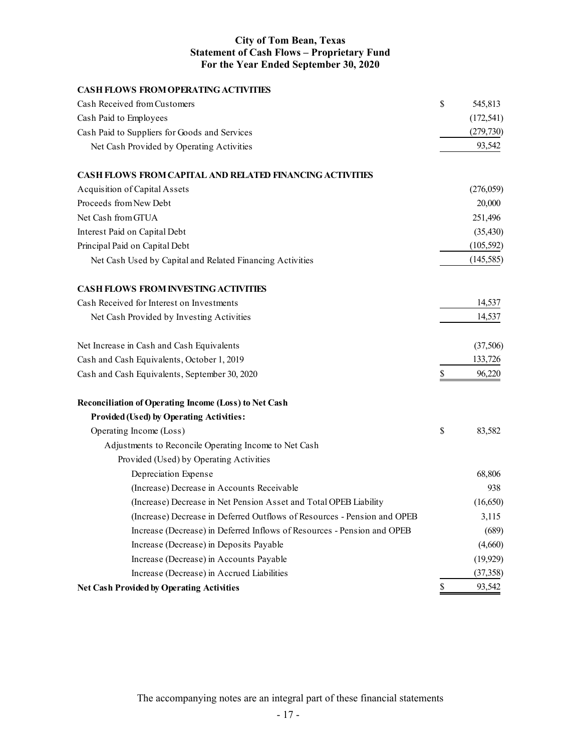# City of Tom Bean, Texas
## Statement of Cash Flows – Proprietary Fund
### For the Year Ended September 30, 2020

| | | |
|---|---|---|
| **CASH FLOWS FROM OPERATING ACTIVITIES** | | |
| Cash Received from Customers | $ | 545,813 |
| Cash Paid to Employees | | (172,541) |
| Cash Paid to Suppliers for Goods and Services | | (279,730) |
| Net Cash Provided by Operating Activities | | 93,542 |
| | | |
| **CASH FLOWS FROM CAPITAL AND RELATED FINANCING ACTIVITIES** | | |
| Acquisition of Capital Assets | | (276,059) |
| Proceeds from New Debt | | 20,000 |
| Net Cash from GTUA | | 251,496 |
| Interest Paid on Capital Debt | | (35,430) |
| Principal Paid on Capital Debt | | (105,592) |
| Net Cash Used by Capital and Related Financing Activities | | (145,585) |
| | | |
| **CASH FLOWS FROM INVESTING ACTIVITIES** | | |
| Cash Received for Interest on Investments | | 14,537 |
| Net Cash Provided by Investing Activities | | 14,537 |
| | | |
| Net Increase in Cash and Cash Equivalents | | (37,506) |
| Cash and Cash Equivalents, October 1, 2019 | | 133,726 |
| Cash and Cash Equivalents, September 30, 2020 | $ | 96,220 |
| | | |
| **Reconciliation of Operating Income (Loss) to Net Cash** | | |
| **Provided (Used) by Operating Activities:** | | |
| Operating Income (Loss) | $ | 83,582 |
| Adjustments to Reconcile Operating Income to Net Cash | | |
| Provided (Used) by Operating Activities | | |
| Depreciation Expense | | 68,806 |
| (Increase) Decrease in Accounts Receivable | | 938 |
| (Increase) Decrease in Net Pension Asset and Total OPEB Liability | | (16,650) |
| (Increase) Decrease in Deferred Outflows of Resources - Pension and OPEB | | 3,115 |
| Increase (Decrease) in Deferred Inflows of Resources - Pension and OPEB | | (689) |
| Increase (Decrease) in Deposits Payable | | (4,660) |
| Increase (Decrease) in Accounts Payable | | (19,929) |
| Increase (Decrease) in Accrued Liabilities | | (37,358) |
| **Net Cash Provided by Operating Activities** | $ | 93,542 |

The accompanying notes are an integral part of these financial statements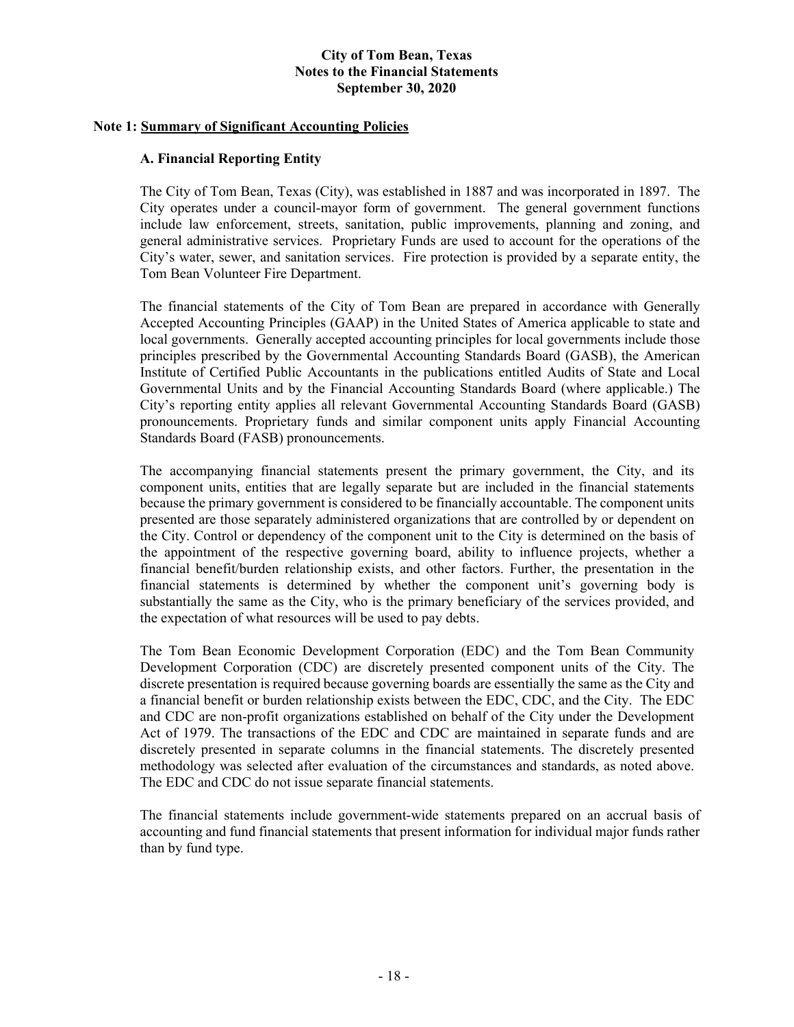# City of Tom Bean, Texas
## Notes to the Financial Statements
### September 30, 2020

**Note 1: Summary of Significant Accounting Policies**

**A. Financial Reporting Entity**

The City of Tom Bean, Texas (City), was established in 1887 and was incorporated in 1897. The City operates under a council-mayor form of government. The general government functions include law enforcement, streets, sanitation, public improvements, planning and zoning, and general administrative services. Proprietary Funds are used to account for the operations of the City's water, sewer, and sanitation services. Fire protection is provided by a separate entity, the Tom Bean Volunteer Fire Department.

The financial statements of the City of Tom Bean are prepared in accordance with Generally Accepted Accounting Principles (GAAP) in the United States of America applicable to state and local governments. Generally accepted accounting principles for local governments include those principles prescribed by the Governmental Accounting Standards Board (GASB), the American Institute of Certified Public Accountants in the publications entitled Audits of State and Local Governmental Units and by the Financial Accounting Standards Board (where applicable.) The City's reporting entity applies all relevant Governmental Accounting Standards Board (GASB) pronouncements. Proprietary funds and similar component units apply Financial Accounting Standards Board (FASB) pronouncements.

The accompanying financial statements present the primary government, the City, and its component units, entities that are legally separate but are included in the financial statements because the primary government is considered to be financially accountable. The component units presented are those separately administered organizations that are controlled by or dependent on the City. Control or dependency of the component unit to the City is determined on the basis of the appointment of the respective governing board, ability to influence projects, whether a financial benefit/burden relationship exists, and other factors. Further, the presentation in the financial statements is determined by whether the component unit's governing body is substantially the same as the City, who is the primary beneficiary of the services provided, and the expectation of what resources will be used to pay debts.

The Tom Bean Economic Development Corporation (EDC) and the Tom Bean Community Development Corporation (CDC) are discretely presented component units of the City. The discrete presentation is required because governing boards are essentially the same as the City and a financial benefit or burden relationship exists between the EDC, CDC, and the City. The EDC and CDC are non-profit organizations established on behalf of the City under the Development Act of 1979. The transactions of the EDC and CDC are maintained in separate funds and are discretely presented in separate columns in the financial statements. The discretely presented methodology was selected after evaluation of the circumstances and standards, as noted above. The EDC and CDC do not issue separate financial statements.

The financial statements include government-wide statements prepared on an accrual basis of accounting and fund financial statements that present information for individual major funds rather than by fund type.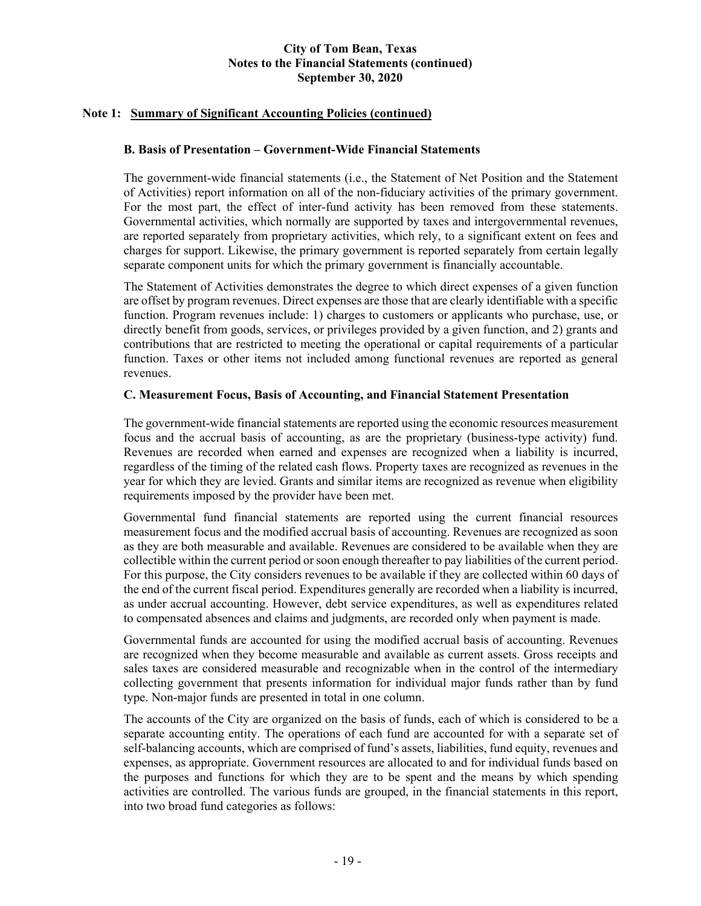## Note 1: Summary of Significant Accounting Policies (continued)

### B. Basis of Presentation – Government-Wide Financial Statements

The government-wide financial statements (i.e., the Statement of Net Position and the Statement of Activities) report information on all of the non-fiduciary activities of the primary government. For the most part, the effect of inter-fund activity has been removed from these statements. Governmental activities, which normally are supported by taxes and intergovernmental revenues, are reported separately from proprietary activities, which rely, to a significant extent on fees and charges for support. Likewise, the primary government is reported separately from certain legally separate component units for which the primary government is financially accountable.

The Statement of Activities demonstrates the degree to which direct expenses of a given function are offset by program revenues. Direct expenses are those that are clearly identifiable with a specific function. Program revenues include: 1) charges to customers or applicants who purchase, use, or directly benefit from goods, services, or privileges provided by a given function, and 2) grants and contributions that are restricted to meeting the operational or capital requirements of a particular function. Taxes or other items not included among functional revenues are reported as general revenues.

### C. Measurement Focus, Basis of Accounting, and Financial Statement Presentation

The government-wide financial statements are reported using the economic resources measurement focus and the accrual basis of accounting, as are the proprietary (business-type activity) fund. Revenues are recorded when earned and expenses are recognized when a liability is incurred, regardless of the timing of the related cash flows. Property taxes are recognized as revenues in the year for which they are levied. Grants and similar items are recognized as revenue when eligibility requirements imposed by the provider have been met.

Governmental fund financial statements are reported using the current financial resources measurement focus and the modified accrual basis of accounting. Revenues are recognized as soon as they are both measurable and available. Revenues are considered to be available when they are collectible within the current period or soon enough thereafter to pay liabilities of the current period. For this purpose, the City considers revenues to be available if they are collected within 60 days of the end of the current fiscal period. Expenditures generally are recorded when a liability is incurred, as under accrual accounting. However, debt service expenditures, as well as expenditures related to compensated absences and claims and judgments, are recorded only when payment is made.

Governmental funds are accounted for using the modified accrual basis of accounting. Revenues are recognized when they become measurable and available as current assets. Gross receipts and sales taxes are considered measurable and recognizable when in the control of the intermediary collecting government that presents information for individual major funds rather than by fund type. Non-major funds are presented in total in one column.

The accounts of the City are organized on the basis of funds, each of which is considered to be a separate accounting entity. The operations of each fund are accounted for with a separate set of self-balancing accounts, which are comprised of fund's assets, liabilities, fund equity, revenues and expenses, as appropriate. Government resources are allocated to and for individual funds based on the purposes and functions for which they are to be spent and the means by which spending activities are controlled. The various funds are grouped, in the financial statements in this report, into two broad fund categories as follows: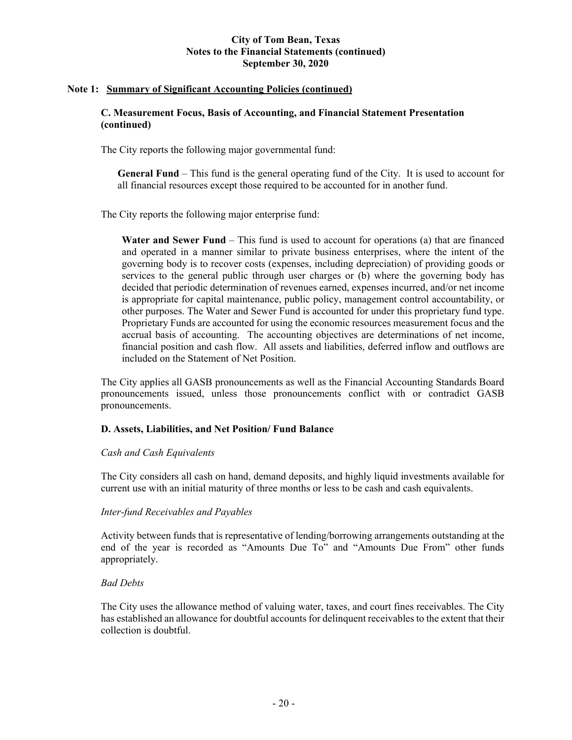## Note 1: Summary of Significant Accounting Policies (continued)

### C. Measurement Focus, Basis of Accounting, and Financial Statement Presentation (continued)

The City reports the following major governmental fund:

**General Fund** – This fund is the general operating fund of the City. It is used to account for all financial resources except those required to be accounted for in another fund.

The City reports the following major enterprise fund:

**Water and Sewer Fund** – This fund is used to account for operations (a) that are financed and operated in a manner similar to private business enterprises, where the intent of the governing body is to recover costs (expenses, including depreciation) of providing goods or services to the general public through user charges or (b) where the governing body has decided that periodic determination of revenues earned, expenses incurred, and/or net income is appropriate for capital maintenance, public policy, management control accountability, or other purposes. The Water and Sewer Fund is accounted for under this proprietary fund type. Proprietary Funds are accounted for using the economic resources measurement focus and the accrual basis of accounting. The accounting objectives are determinations of net income, financial position and cash flow. All assets and liabilities, deferred inflow and outflows are included on the Statement of Net Position.

The City applies all GASB pronouncements as well as the Financial Accounting Standards Board pronouncements issued, unless those pronouncements conflict with or contradict GASB pronouncements.

### D. Assets, Liabilities, and Net Position/ Fund Balance

*Cash and Cash Equivalents*

The City considers all cash on hand, demand deposits, and highly liquid investments available for current use with an initial maturity of three months or less to be cash and cash equivalents.

*Inter-fund Receivables and Payables*

Activity between funds that is representative of lending/borrowing arrangements outstanding at the end of the year is recorded as "Amounts Due To" and "Amounts Due From" other funds appropriately.

*Bad Debts*

The City uses the allowance method of valuing water, taxes, and court fines receivables. The City has established an allowance for doubtful accounts for delinquent receivables to the extent that their collection is doubtful.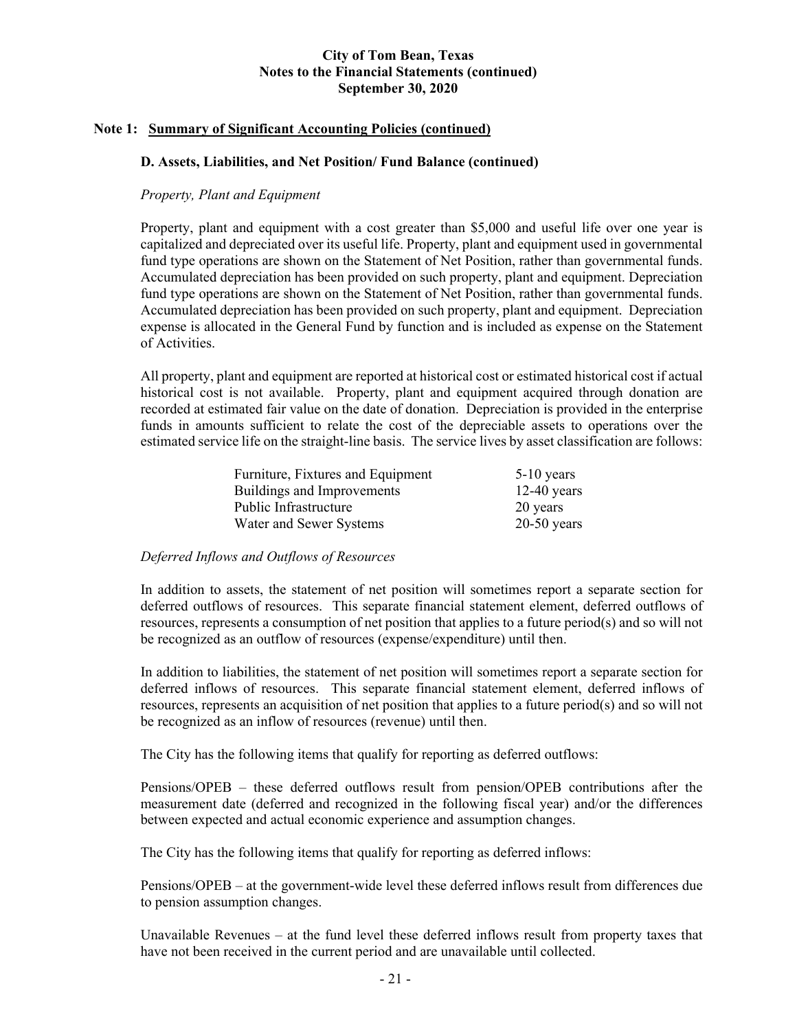### Note 1: Summary of Significant Accounting Policies (continued)

#### D. Assets, Liabilities, and Net Position/ Fund Balance (continued)

*Property, Plant and Equipment*

Property, plant and equipment with a cost greater than $5,000 and useful life over one year is capitalized and depreciated over its useful life. Property, plant and equipment used in governmental fund type operations are shown on the Statement of Net Position, rather than governmental funds. Accumulated depreciation has been provided on such property, plant and equipment. Depreciation fund type operations are shown on the Statement of Net Position, rather than governmental funds. Accumulated depreciation has been provided on such property, plant and equipment. Depreciation expense is allocated in the General Fund by function and is included as expense on the Statement of Activities.

All property, plant and equipment are reported at historical cost or estimated historical cost if actual historical cost is not available. Property, plant and equipment acquired through donation are recorded at estimated fair value on the date of donation. Depreciation is provided in the enterprise funds in amounts sufficient to relate the cost of the depreciable assets to operations over the estimated service life on the straight-line basis. The service lives by asset classification are follows:

| | |
|---|---|
| Furniture, Fixtures and Equipment | 5-10 years |
| Buildings and Improvements | 12-40 years |
| Public Infrastructure | 20 years |
| Water and Sewer Systems | 20-50 years |

*Deferred Inflows and Outflows of Resources*

In addition to assets, the statement of net position will sometimes report a separate section for deferred outflows of resources. This separate financial statement element, deferred outflows of resources, represents a consumption of net position that applies to a future period(s) and so will not be recognized as an outflow of resources (expense/expenditure) until then.

In addition to liabilities, the statement of net position will sometimes report a separate section for deferred inflows of resources. This separate financial statement element, deferred inflows of resources, represents an acquisition of net position that applies to a future period(s) and so will not be recognized as an inflow of resources (revenue) until then.

The City has the following items that qualify for reporting as deferred outflows:

Pensions/OPEB – these deferred outflows result from pension/OPEB contributions after the measurement date (deferred and recognized in the following fiscal year) and/or the differences between expected and actual economic experience and assumption changes.

The City has the following items that qualify for reporting as deferred inflows:

Pensions/OPEB – at the government-wide level these deferred inflows result from differences due to pension assumption changes.

Unavailable Revenues – at the fund level these deferred inflows result from property taxes that have not been received in the current period and are unavailable until collected.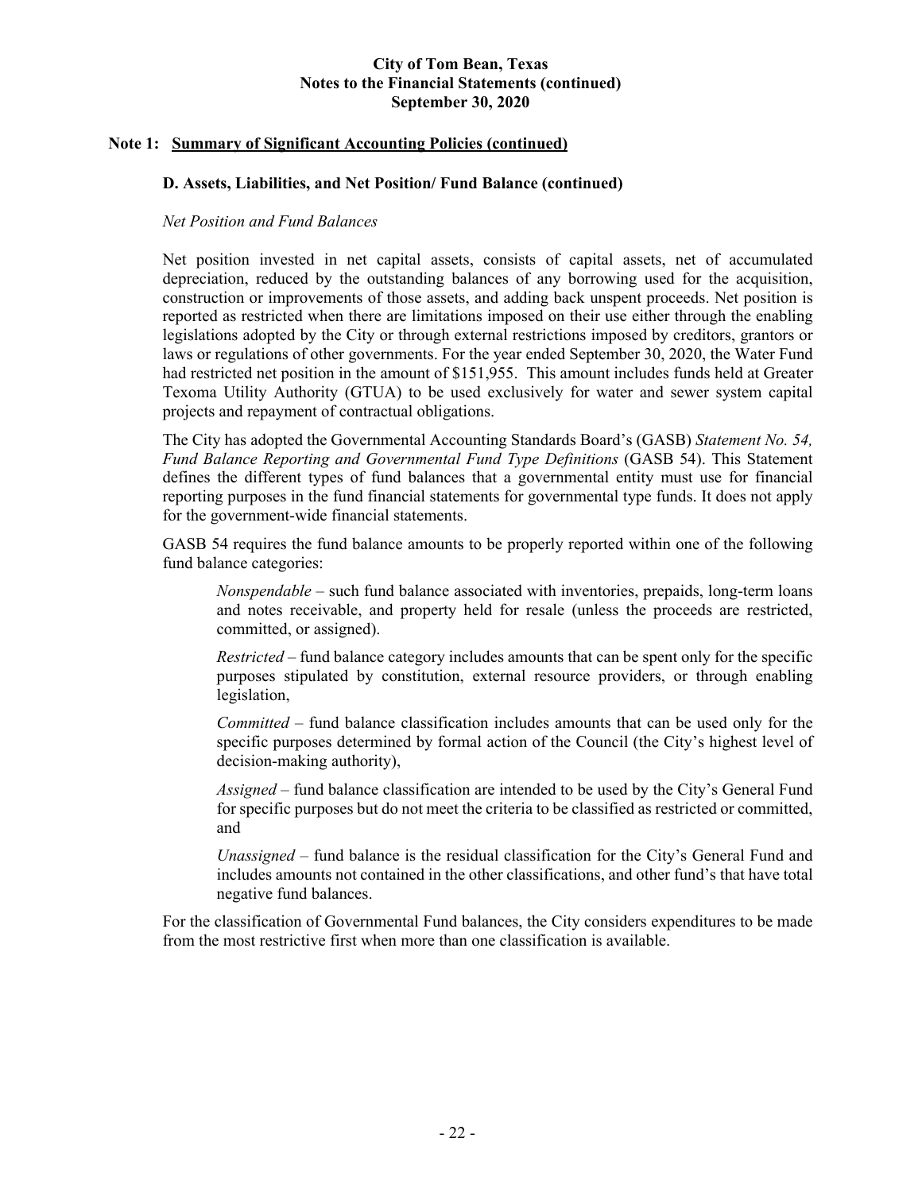### Note 1: Summary of Significant Accounting Policies (continued)

#### D. Assets, Liabilities, and Net Position/ Fund Balance (continued)

*Net Position and Fund Balances*

Net position invested in net capital assets, consists of capital assets, net of accumulated depreciation, reduced by the outstanding balances of any borrowing used for the acquisition, construction or improvements of those assets, and adding back unspent proceeds. Net position is reported as restricted when there are limitations imposed on their use either through the enabling legislations adopted by the City or through external restrictions imposed by creditors, grantors or laws or regulations of other governments. For the year ended September 30, 2020, the Water Fund had restricted net position in the amount of $151,955. This amount includes funds held at Greater Texoma Utility Authority (GTUA) to be used exclusively for water and sewer system capital projects and repayment of contractual obligations.

The City has adopted the Governmental Accounting Standards Board's (GASB) *Statement No. 54, Fund Balance Reporting and Governmental Fund Type Definitions* (GASB 54). This Statement defines the different types of fund balances that a governmental entity must use for financial reporting purposes in the fund financial statements for governmental type funds. It does not apply for the government-wide financial statements.

GASB 54 requires the fund balance amounts to be properly reported within one of the following fund balance categories:

> *Nonspendable* – such fund balance associated with inventories, prepaids, long-term loans and notes receivable, and property held for resale (unless the proceeds are restricted, committed, or assigned).
>
> *Restricted* – fund balance category includes amounts that can be spent only for the specific purposes stipulated by constitution, external resource providers, or through enabling legislation,
>
> *Committed* – fund balance classification includes amounts that can be used only for the specific purposes determined by formal action of the Council (the City's highest level of decision-making authority),
>
> *Assigned* – fund balance classification are intended to be used by the City's General Fund for specific purposes but do not meet the criteria to be classified as restricted or committed, and
>
> *Unassigned* – fund balance is the residual classification for the City's General Fund and includes amounts not contained in the other classifications, and other fund's that have total negative fund balances.

For the classification of Governmental Fund balances, the City considers expenditures to be made from the most restrictive first when more than one classification is available.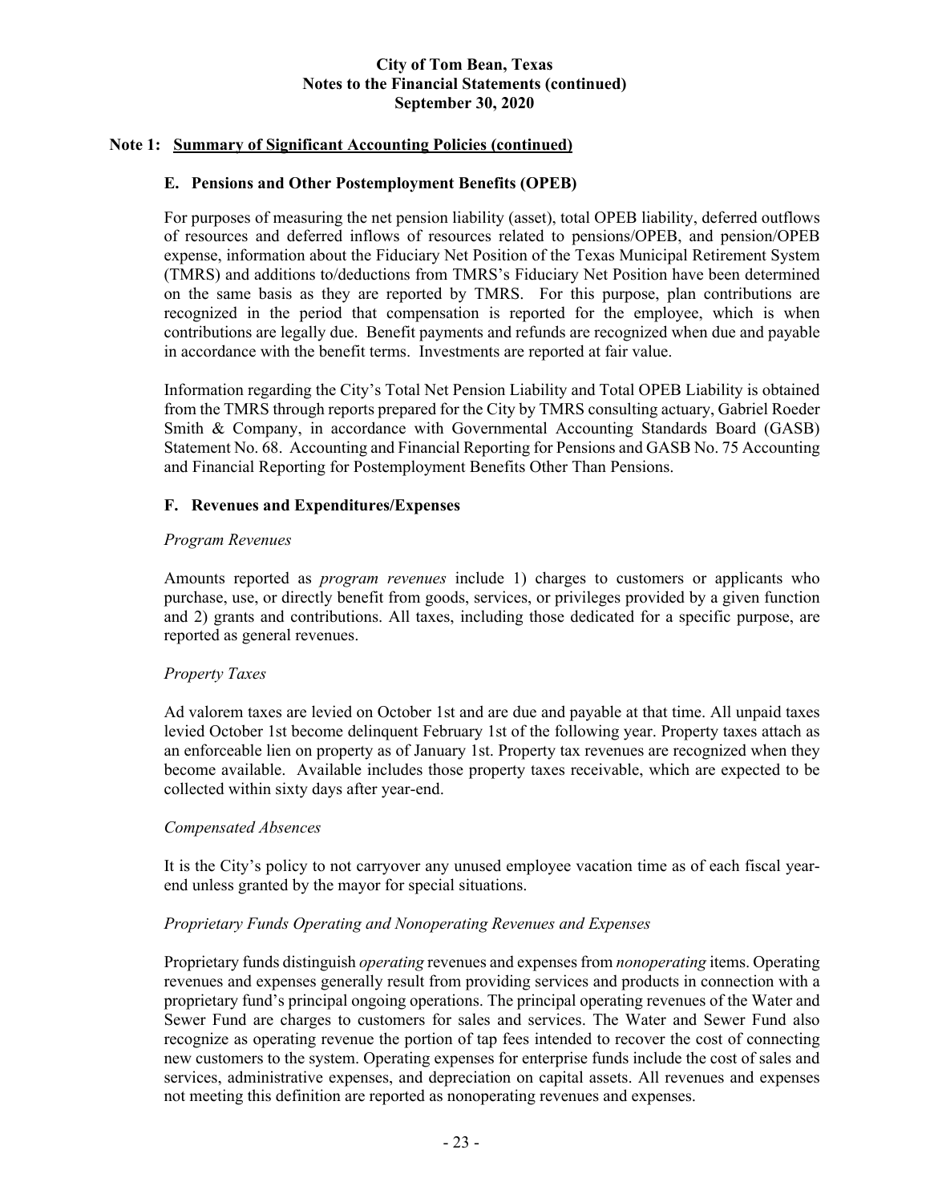## Note 1: Summary of Significant Accounting Policies (continued)

### E. Pensions and Other Postemployment Benefits (OPEB)

For purposes of measuring the net pension liability (asset), total OPEB liability, deferred outflows of resources and deferred inflows of resources related to pensions/OPEB, and pension/OPEB expense, information about the Fiduciary Net Position of the Texas Municipal Retirement System (TMRS) and additions to/deductions from TMRS's Fiduciary Net Position have been determined on the same basis as they are reported by TMRS. For this purpose, plan contributions are recognized in the period that compensation is reported for the employee, which is when contributions are legally due. Benefit payments and refunds are recognized when due and payable in accordance with the benefit terms. Investments are reported at fair value.

Information regarding the City's Total Net Pension Liability and Total OPEB Liability is obtained from the TMRS through reports prepared for the City by TMRS consulting actuary, Gabriel Roeder Smith & Company, in accordance with Governmental Accounting Standards Board (GASB) Statement No. 68. Accounting and Financial Reporting for Pensions and GASB No. 75 Accounting and Financial Reporting for Postemployment Benefits Other Than Pensions.

### F. Revenues and Expenditures/Expenses

*Program Revenues*

Amounts reported as *program revenues* include 1) charges to customers or applicants who purchase, use, or directly benefit from goods, services, or privileges provided by a given function and 2) grants and contributions. All taxes, including those dedicated for a specific purpose, are reported as general revenues.

*Property Taxes*

Ad valorem taxes are levied on October 1st and are due and payable at that time. All unpaid taxes levied October 1st become delinquent February 1st of the following year. Property taxes attach as an enforceable lien on property as of January 1st. Property tax revenues are recognized when they become available. Available includes those property taxes receivable, which are expected to be collected within sixty days after year-end.

*Compensated Absences*

It is the City's policy to not carryover any unused employee vacation time as of each fiscal year-end unless granted by the mayor for special situations.

*Proprietary Funds Operating and Nonoperating Revenues and Expenses*

Proprietary funds distinguish *operating* revenues and expenses from *nonoperating* items. Operating revenues and expenses generally result from providing services and products in connection with a proprietary fund's principal ongoing operations. The principal operating revenues of the Water and Sewer Fund are charges to customers for sales and services. The Water and Sewer Fund also recognize as operating revenue the portion of tap fees intended to recover the cost of connecting new customers to the system. Operating expenses for enterprise funds include the cost of sales and services, administrative expenses, and depreciation on capital assets. All revenues and expenses not meeting this definition are reported as nonoperating revenues and expenses.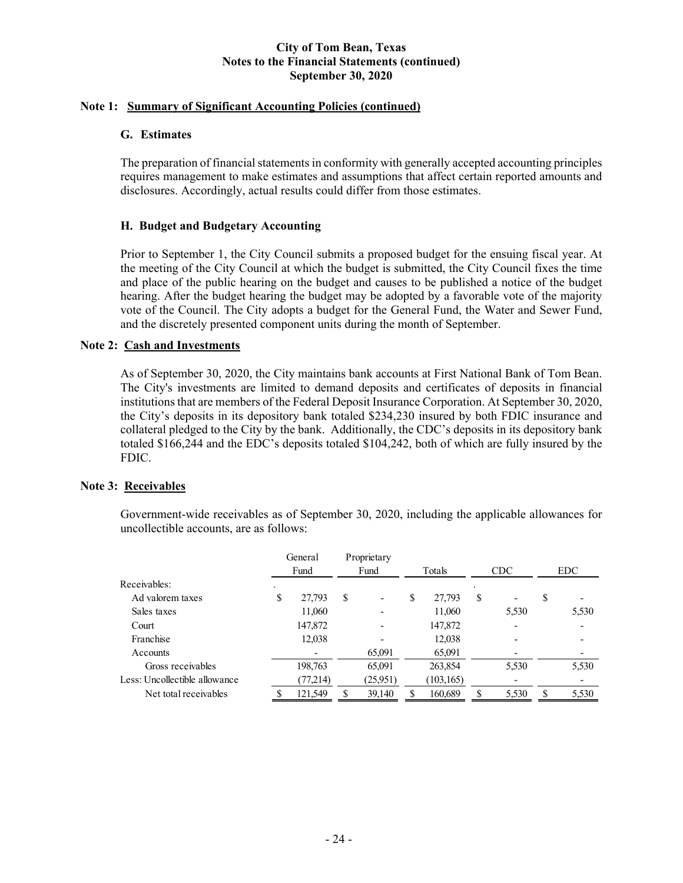**City of Tom Bean, Texas**
**Notes to the Financial Statements (continued)**
**September 30, 2020**

## Note 1: Summary of Significant Accounting Policies (continued)

### G. Estimates

The preparation of financial statements in conformity with generally accepted accounting principles requires management to make estimates and assumptions that affect certain reported amounts and disclosures. Accordingly, actual results could differ from those estimates.

### H. Budget and Budgetary Accounting

Prior to September 1, the City Council submits a proposed budget for the ensuing fiscal year. At the meeting of the City Council at which the budget is submitted, the City Council fixes the time and place of the public hearing on the budget and causes to be published a notice of the budget hearing. After the budget hearing the budget may be adopted by a favorable vote of the majority vote of the Council. The City adopts a budget for the General Fund, the Water and Sewer Fund, and the discretely presented component units during the month of September.

## Note 2: Cash and Investments

As of September 30, 2020, the City maintains bank accounts at First National Bank of Tom Bean. The City's investments are limited to demand deposits and certificates of deposits in financial institutions that are members of the Federal Deposit Insurance Corporation. At September 30, 2020, the City's deposits in its depository bank totaled $234,230 insured by both FDIC insurance and collateral pledged to the City by the bank. Additionally, the CDC's deposits in its depository bank totaled $166,244 and the EDC's deposits totaled $104,242, both of which are fully insured by the FDIC.

## Note 3: Receivables

Government-wide receivables as of September 30, 2020, including the applicable allowances for uncollectible accounts, are as follows:

| | General Fund | Proprietary Fund | Totals | CDC | EDC |
|---|---|---|---|---|---|
| Receivables: | | | | | |
| Ad valorem taxes | $ 27,793 | $ - | $ 27,793 | $ - | $ - |
| Sales taxes | 11,060 | - | 11,060 | 5,530 | 5,530 |
| Court | 147,872 | - | 147,872 | - | - |
| Franchise | 12,038 | - | 12,038 | - | - |
| Accounts | - | 65,091 | 65,091 | - | - |
| Gross receivables | 198,763 | 65,091 | 263,854 | 5,530 | 5,530 |
| Less: Uncollectible allowance | (77,214) | (25,951) | (103,165) | - | - |
| Net total receivables | $ 121,549 | $ 39,140 | $ 160,689 | $ 5,530 | $ 5,530 |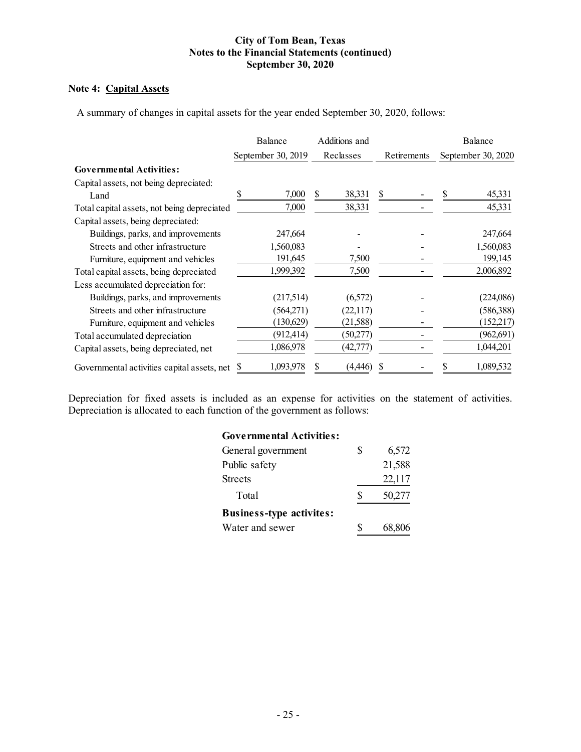# City of Tom Bean, Texas
## Notes to the Financial Statements (continued)
## September 30, 2020

### Note 4: Capital Assets

A summary of changes in capital assets for the year ended September 30, 2020, follows:

| | Balance September 30, 2019 | Additions and Reclasses | Retirements | Balance September 30, 2020 |
|---|---|---|---|---|
| **Governmental Activities:** | | | | |
| Capital assets, not being depreciated: | | | | |
| Land | $ 7,000 | $ 38,331 | $ - | $ 45,331 |
| Total capital assets, not being depreciated | 7,000 | 38,331 | - | 45,331 |
| Capital assets, being depreciated: | | | | |
| Buildings, parks, and improvements | 247,664 | - | - | 247,664 |
| Streets and other infrastructure | 1,560,083 | - | - | 1,560,083 |
| Furniture, equipment and vehicles | 191,645 | 7,500 | - | 199,145 |
| Total capital assets, being depreciated | 1,999,392 | 7,500 | - | 2,006,892 |
| Less accumulated depreciation for: | | | | |
| Buildings, parks, and improvements | (217,514) | (6,572) | - | (224,086) |
| Streets and other infrastructure | (564,271) | (22,117) | - | (586,388) |
| Furniture, equipment and vehicles | (130,629) | (21,588) | - | (152,217) |
| Total accumulated depreciation | (912,414) | (50,277) | - | (962,691) |
| Capital assets, being depreciated, net | 1,086,978 | (42,777) | - | 1,044,201 |
| Governmental activities capital assets, net | $ 1,093,978 | $ (4,446) | $ - | $ 1,089,532 |

Depreciation for fixed assets is included as an expense for activities on the statement of activities. Depreciation is allocated to each function of the government as follows:

| | |
|---|---|
| **Governmental Activities:** | |
| General government | $ 6,572 |
| Public safety | 21,588 |
| Streets | 22,117 |
| Total | $ 50,277 |
| **Business-type activites:** | |
| Water and sewer | $ 68,806 |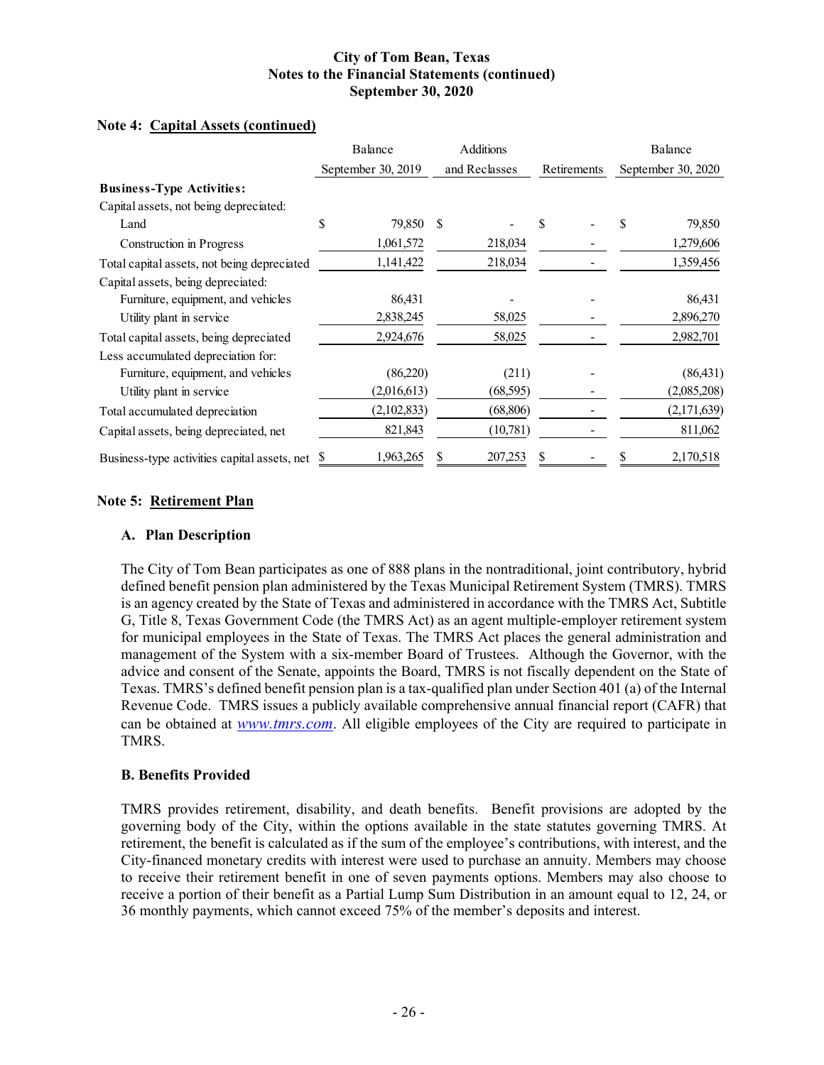**City of Tom Bean, Texas**
**Notes to the Financial Statements (continued)**
**September 30, 2020**

## Note 4: Capital Assets (continued)

| | Balance September 30, 2019 | Additions and Reclasses | Retirements | Balance September 30, 2020 |
|---|---|---|---|---|
| **Business-Type Activities:** | | | | |
| Capital assets, not being depreciated: | | | | |
| Land | $ 79,850 | $ - | $ - | $ 79,850 |
| Construction in Progress | 1,061,572 | 218,034 | - | 1,279,606 |
| Total capital assets, not being depreciated | 1,141,422 | 218,034 | - | 1,359,456 |
| Capital assets, being depreciated: | | | | |
| Furniture, equipment, and vehicles | 86,431 | - | - | 86,431 |
| Utility plant in service | 2,838,245 | 58,025 | - | 2,896,270 |
| Total capital assets, being depreciated | 2,924,676 | 58,025 | - | 2,982,701 |
| Less accumulated depreciation for: | | | | |
| Furniture, equipment, and vehicles | (86,220) | (211) | - | (86,431) |
| Utility plant in service | (2,016,613) | (68,595) | - | (2,085,208) |
| Total accumulated depreciation | (2,102,833) | (68,806) | - | (2,171,639) |
| Capital assets, being depreciated, net | 821,843 | (10,781) | - | 811,062 |
| Business-type activities capital assets, net | $ 1,963,265 | $ 207,253 | $ - | $ 2,170,518 |

## Note 5: Retirement Plan

### A. Plan Description

The City of Tom Bean participates as one of 888 plans in the nontraditional, joint contributory, hybrid defined benefit pension plan administered by the Texas Municipal Retirement System (TMRS). TMRS is an agency created by the State of Texas and administered in accordance with the TMRS Act, Subtitle G, Title 8, Texas Government Code (the TMRS Act) as an agent multiple-employer retirement system for municipal employees in the State of Texas. The TMRS Act places the general administration and management of the System with a six-member Board of Trustees. Although the Governor, with the advice and consent of the Senate, appoints the Board, TMRS is not fiscally dependent on the State of Texas. TMRS's defined benefit pension plan is a tax-qualified plan under Section 401 (a) of the Internal Revenue Code. TMRS issues a publicly available comprehensive annual financial report (CAFR) that can be obtained at *www.tmrs.com*. All eligible employees of the City are required to participate in TMRS.

### B. Benefits Provided

TMRS provides retirement, disability, and death benefits. Benefit provisions are adopted by the governing body of the City, within the options available in the state statutes governing TMRS. At retirement, the benefit is calculated as if the sum of the employee's contributions, with interest, and the City-financed monetary credits with interest were used to purchase an annuity. Members may choose to receive their retirement benefit in one of seven payments options. Members may also choose to receive a portion of their benefit as a Partial Lump Sum Distribution in an amount equal to 12, 24, or 36 monthly payments, which cannot exceed 75% of the member's deposits and interest.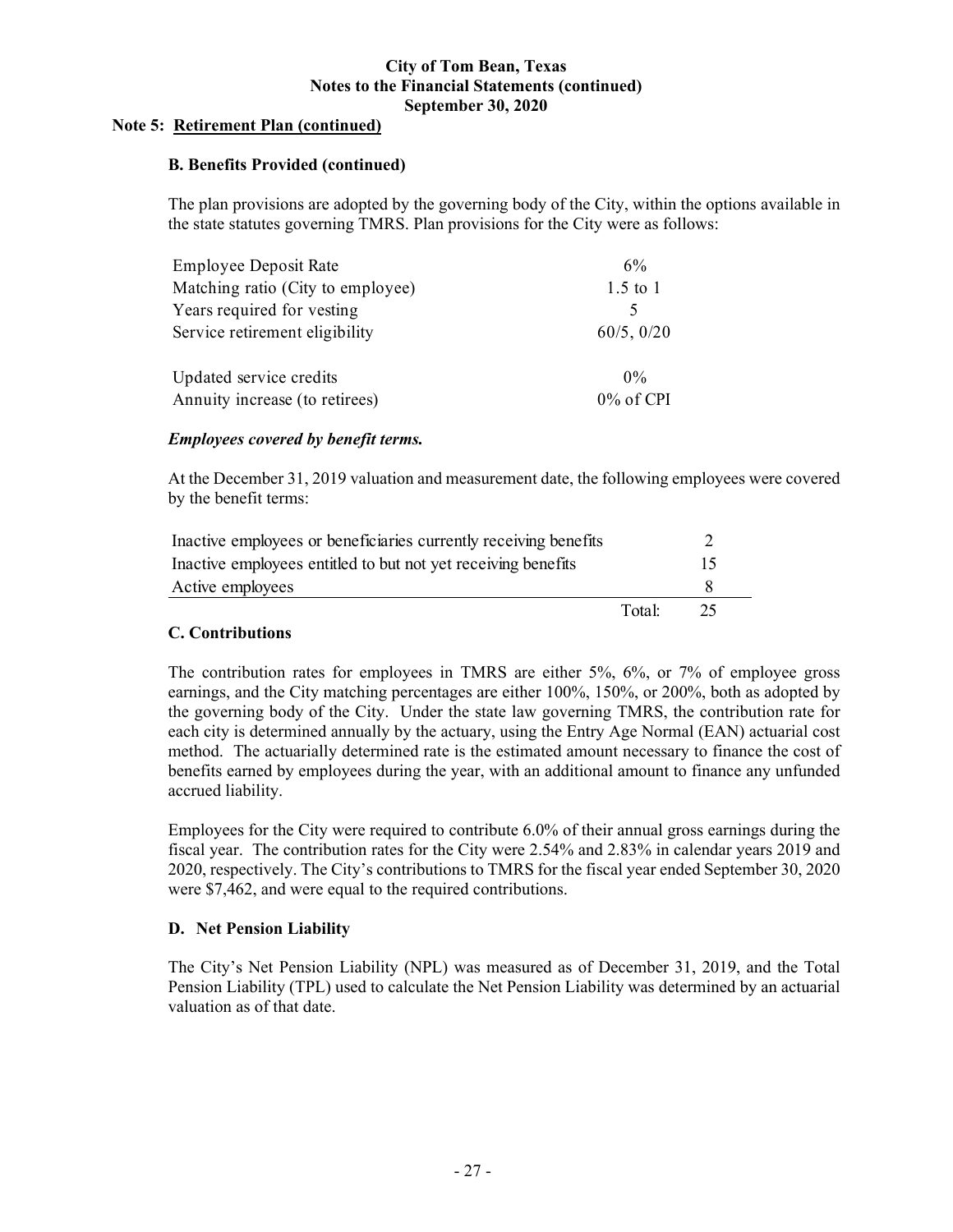#### Note 5: Retirement Plan (continued)

**B. Benefits Provided (continued)**

The plan provisions are adopted by the governing body of the City, within the options available in the state statutes governing TMRS. Plan provisions for the City were as follows:

| | |
|---|---|
| Employee Deposit Rate | 6% |
| Matching ratio (City to employee) | 1.5 to 1 |
| Years required for vesting | 5 |
| Service retirement eligibility | 60/5, 0/20 |
| Updated service credits | 0% |
| Annuity increase (to retirees) | 0% of CPI |

***Employees covered by benefit terms.***

At the December 31, 2019 valuation and measurement date, the following employees were covered by the benefit terms:

| | |
|---|---|
| Inactive employees or beneficiaries currently receiving benefits | 2 |
| Inactive employees entitled to but not yet receiving benefits | 15 |
| Active employees | 8 |
| Total: | 25 |

**C. Contributions**

The contribution rates for employees in TMRS are either 5%, 6%, or 7% of employee gross earnings, and the City matching percentages are either 100%, 150%, or 200%, both as adopted by the governing body of the City. Under the state law governing TMRS, the contribution rate for each city is determined annually by the actuary, using the Entry Age Normal (EAN) actuarial cost method. The actuarially determined rate is the estimated amount necessary to finance the cost of benefits earned by employees during the year, with an additional amount to finance any unfunded accrued liability.

Employees for the City were required to contribute 6.0% of their annual gross earnings during the fiscal year. The contribution rates for the City were 2.54% and 2.83% in calendar years 2019 and 2020, respectively. The City's contributions to TMRS for the fiscal year ended September 30, 2020 were $7,462, and were equal to the required contributions.

**D. Net Pension Liability**

The City's Net Pension Liability (NPL) was measured as of December 31, 2019, and the Total Pension Liability (TPL) used to calculate the Net Pension Liability was determined by an actuarial valuation as of that date.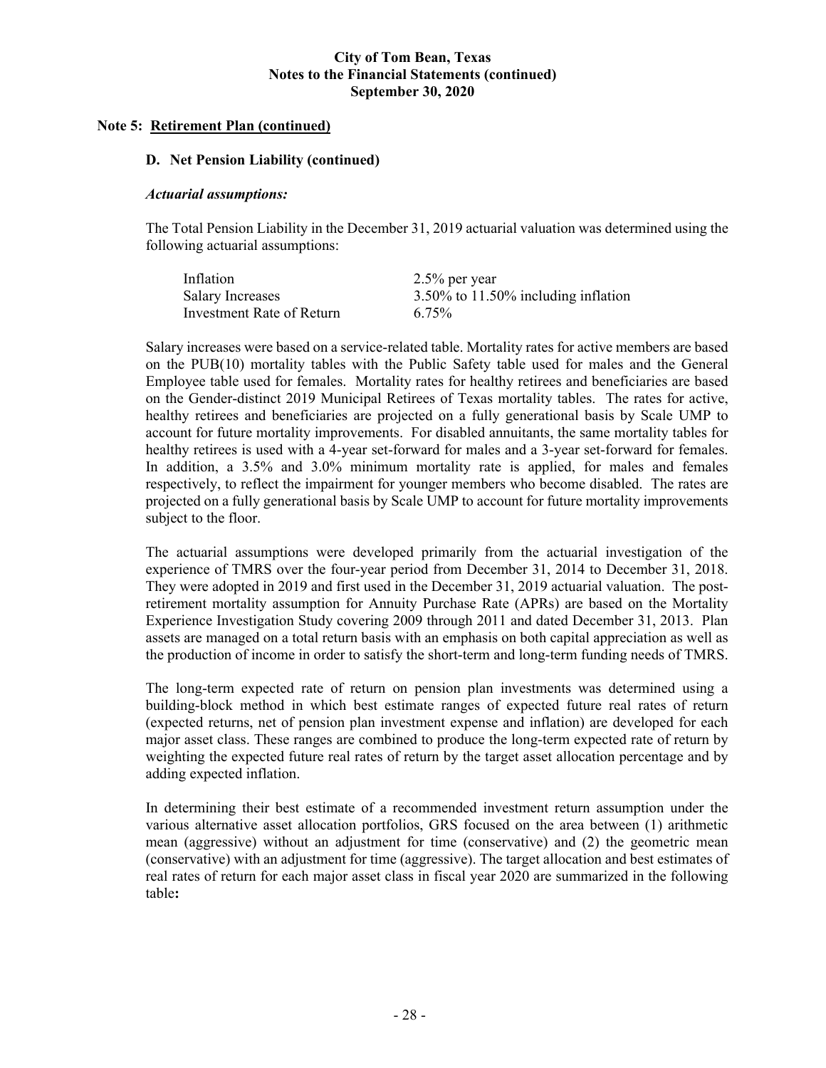## Note 5: Retirement Plan (continued)

### D. Net Pension Liability (continued)

***Actuarial assumptions:***

The Total Pension Liability in the December 31, 2019 actuarial valuation was determined using the following actuarial assumptions:

| | |
|---|---|
| Inflation | 2.5% per year |
| Salary Increases | 3.50% to 11.50% including inflation |
| Investment Rate of Return | 6.75% |

Salary increases were based on a service-related table. Mortality rates for active members are based on the PUB(10) mortality tables with the Public Safety table used for males and the General Employee table used for females. Mortality rates for healthy retirees and beneficiaries are based on the Gender-distinct 2019 Municipal Retirees of Texas mortality tables. The rates for active, healthy retirees and beneficiaries are projected on a fully generational basis by Scale UMP to account for future mortality improvements. For disabled annuitants, the same mortality tables for healthy retirees is used with a 4-year set-forward for males and a 3-year set-forward for females. In addition, a 3.5% and 3.0% minimum mortality rate is applied, for males and females respectively, to reflect the impairment for younger members who become disabled. The rates are projected on a fully generational basis by Scale UMP to account for future mortality improvements subject to the floor.

The actuarial assumptions were developed primarily from the actuarial investigation of the experience of TMRS over the four-year period from December 31, 2014 to December 31, 2018. They were adopted in 2019 and first used in the December 31, 2019 actuarial valuation. The post-retirement mortality assumption for Annuity Purchase Rate (APRs) are based on the Mortality Experience Investigation Study covering 2009 through 2011 and dated December 31, 2013. Plan assets are managed on a total return basis with an emphasis on both capital appreciation as well as the production of income in order to satisfy the short-term and long-term funding needs of TMRS.

The long-term expected rate of return on pension plan investments was determined using a building-block method in which best estimate ranges of expected future real rates of return (expected returns, net of pension plan investment expense and inflation) are developed for each major asset class. These ranges are combined to produce the long-term expected rate of return by weighting the expected future real rates of return by the target asset allocation percentage and by adding expected inflation.

In determining their best estimate of a recommended investment return assumption under the various alternative asset allocation portfolios, GRS focused on the area between (1) arithmetic mean (aggressive) without an adjustment for time (conservative) and (2) the geometric mean (conservative) with an adjustment for time (aggressive). The target allocation and best estimates of real rates of return for each major asset class in fiscal year 2020 are summarized in the following table**:**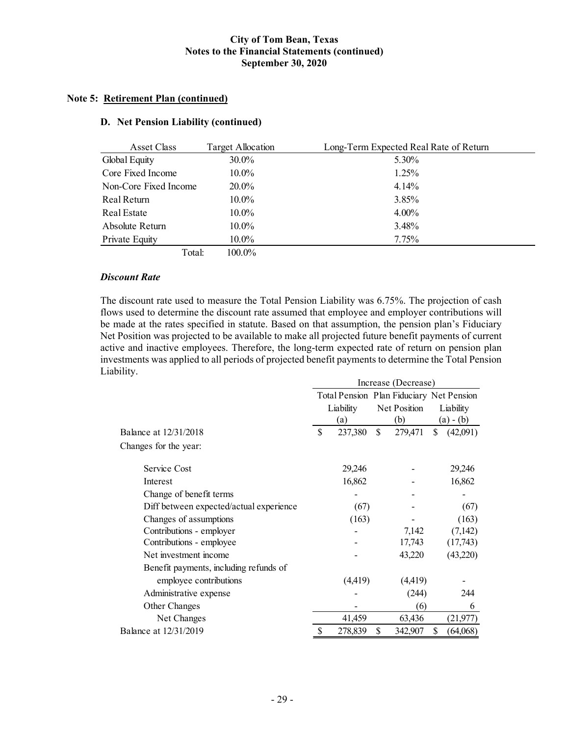### Note 5: Retirement Plan (continued)

#### D. Net Pension Liability (continued)

| Asset Class | Target Allocation | Long-Term Expected Real Rate of Return |
|---|---|---|
| Global Equity | 30.0% | 5.30% |
| Core Fixed Income | 10.0% | 1.25% |
| Non-Core Fixed Income | 20.0% | 4.14% |
| Real Return | 10.0% | 3.85% |
| Real Estate | 10.0% | 4.00% |
| Absolute Return | 10.0% | 3.48% |
| Private Equity | 10.0% | 7.75% |
| Total: | 100.0% | |

***Discount Rate***

The discount rate used to measure the Total Pension Liability was 6.75%. The projection of cash flows used to determine the discount rate assumed that employee and employer contributions will be made at the rates specified in statute. Based on that assumption, the pension plan's Fiduciary Net Position was projected to be available to make all projected future benefit payments of current active and inactive employees. Therefore, the long-term expected rate of return on pension plan investments was applied to all periods of projected benefit payments to determine the Total Pension Liability.

| | Increase (Decrease) | | |
|---|---|---|---|
| | Total Pension Liability (a) | Plan Fiduciary Net Position (b) | Net Pension Liability (a) - (b) |
| Balance at 12/31/2018 | $ 237,380 | $ 279,471 | $ (42,091) |
| Changes for the year: | | | |
| Service Cost | 29,246 | - | 29,246 |
| Interest | 16,862 | - | 16,862 |
| Change of benefit terms | - | - | - |
| Diff between expected/actual experience | (67) | - | (67) |
| Changes of assumptions | (163) | - | (163) |
| Contributions - employer | - | 7,142 | (7,142) |
| Contributions - employee | - | 17,743 | (17,743) |
| Net investment income | - | 43,220 | (43,220) |
| Benefit payments, including refunds of employee contributions | (4,419) | (4,419) | - |
| Administrative expense | - | (244) | 244 |
| Other Changes | - | (6) | 6 |
| Net Changes | 41,459 | 63,436 | (21,977) |
| Balance at 12/31/2019 | $ 278,839 | $ 342,907 | $ (64,068) |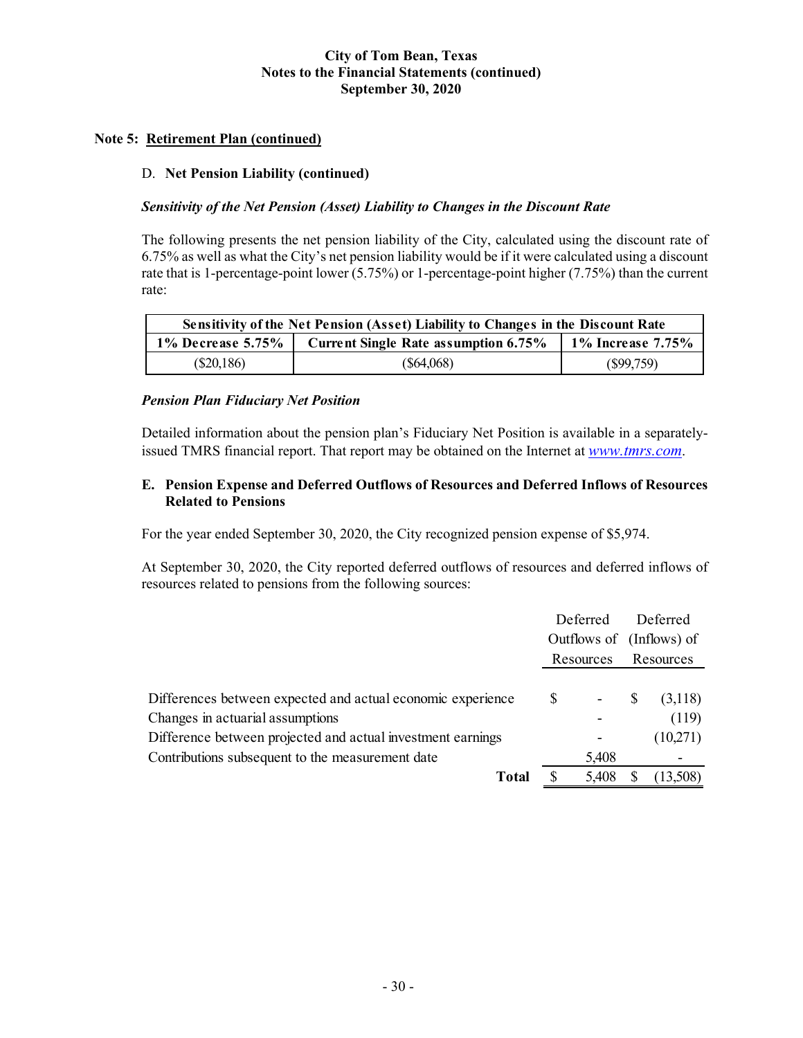## Note 5: Retirement Plan (continued)

### D. Net Pension Liability (continued)

***Sensitivity of the Net Pension (Asset) Liability to Changes in the Discount Rate***

The following presents the net pension liability of the City, calculated using the discount rate of 6.75% as well as what the City's net pension liability would be if it were calculated using a discount rate that is 1-percentage-point lower (5.75%) or 1-percentage-point higher (7.75%) than the current rate:

| Sensitivity of the Net Pension (Asset) Liability to Changes in the Discount Rate | | |
|---|---|---|
| **1% Decrease 5.75%** | **Current Single Rate assumption 6.75%** | **1% Increase 7.75%** |
| ($20,186) | ($64,068) | ($99,759) |

***Pension Plan Fiduciary Net Position***

Detailed information about the pension plan's Fiduciary Net Position is available in a separately-issued TMRS financial report. That report may be obtained on the Internet at *www.tmrs.com*.

### E. Pension Expense and Deferred Outflows of Resources and Deferred Inflows of Resources Related to Pensions

For the year ended September 30, 2020, the City recognized pension expense of $5,974.

At September 30, 2020, the City reported deferred outflows of resources and deferred inflows of resources related to pensions from the following sources:

| | Deferred Outflows of Resources | Deferred (Inflows) of Resources |
|---|---|---|
| Differences between expected and actual economic experience | $ - | $ (3,118) |
| Changes in actuarial assumptions | - | (119) |
| Difference between projected and actual investment earnings | - | (10,271) |
| Contributions subsequent to the measurement date | 5,408 | - |
| **Total** | $ 5,408 | $ (13,508) |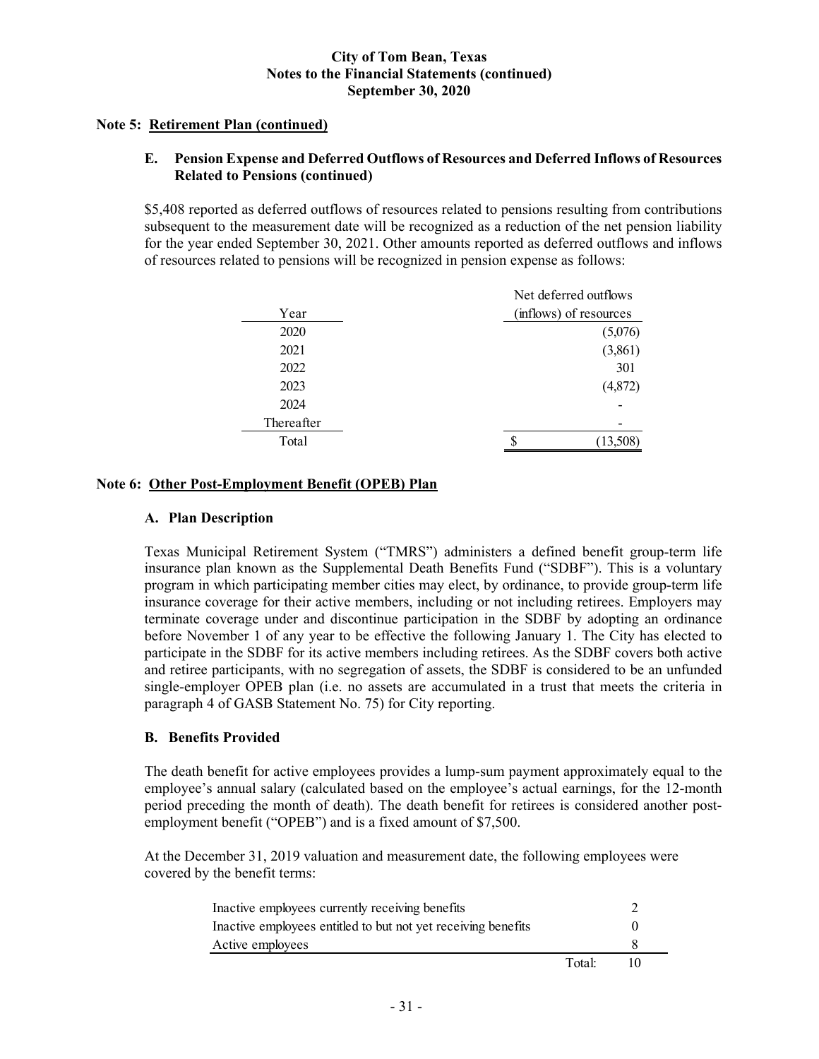# City of Tom Bean, Texas
## Notes to the Financial Statements (continued)
## September 30, 2020

### Note 5: Retirement Plan (continued)

#### E. Pension Expense and Deferred Outflows of Resources and Deferred Inflows of Resources Related to Pensions (continued)

$5,408 reported as deferred outflows of resources related to pensions resulting from contributions subsequent to the measurement date will be recognized as a reduction of the net pension liability for the year ended September 30, 2021. Other amounts reported as deferred outflows and inflows of resources related to pensions will be recognized in pension expense as follows:

| Year | Net deferred outflows (inflows) of resources |
|---|---|
| 2020 | (5,076) |
| 2021 | (3,861) |
| 2022 | 301 |
| 2023 | (4,872) |
| 2024 | - |
| Thereafter | - |
| Total | $ (13,508) |

### Note 6: Other Post-Employment Benefit (OPEB) Plan

#### A. Plan Description

Texas Municipal Retirement System ("TMRS") administers a defined benefit group-term life insurance plan known as the Supplemental Death Benefits Fund ("SDBF"). This is a voluntary program in which participating member cities may elect, by ordinance, to provide group-term life insurance coverage for their active members, including or not including retirees. Employers may terminate coverage under and discontinue participation in the SDBF by adopting an ordinance before November 1 of any year to be effective the following January 1. The City has elected to participate in the SDBF for its active members including retirees. As the SDBF covers both active and retiree participants, with no segregation of assets, the SDBF is considered to be an unfunded single-employer OPEB plan (i.e. no assets are accumulated in a trust that meets the criteria in paragraph 4 of GASB Statement No. 75) for City reporting.

#### B. Benefits Provided

The death benefit for active employees provides a lump-sum payment approximately equal to the employee's annual salary (calculated based on the employee's actual earnings, for the 12-month period preceding the month of death). The death benefit for retirees is considered another post-employment benefit ("OPEB") and is a fixed amount of $7,500.

At the December 31, 2019 valuation and measurement date, the following employees were covered by the benefit terms:

| | |
|---|---|
| Inactive employees currently receiving benefits | 2 |
| Inactive employees entitled to but not yet receiving benefits | 0 |
| Active employees | 8 |
| Total: | 10 |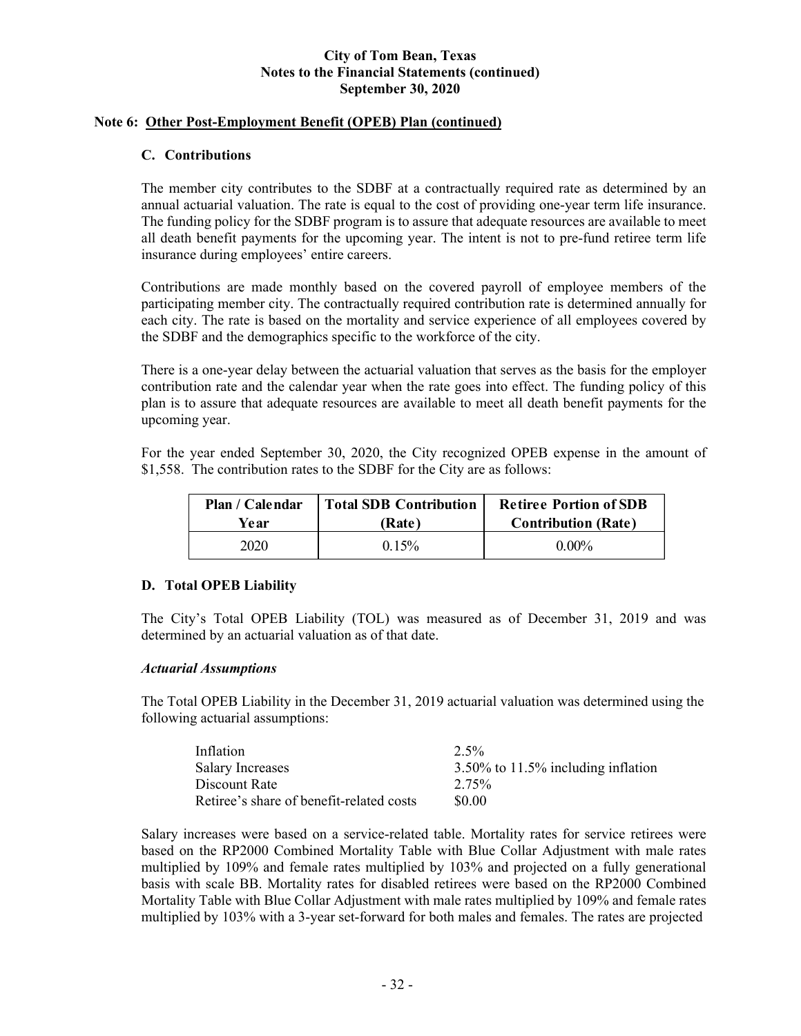## Note 6: Other Post-Employment Benefit (OPEB) Plan (continued)

### C. Contributions

The member city contributes to the SDBF at a contractually required rate as determined by an annual actuarial valuation. The rate is equal to the cost of providing one-year term life insurance. The funding policy for the SDBF program is to assure that adequate resources are available to meet all death benefit payments for the upcoming year. The intent is not to pre-fund retiree term life insurance during employees' entire careers.

Contributions are made monthly based on the covered payroll of employee members of the participating member city. The contractually required contribution rate is determined annually for each city. The rate is based on the mortality and service experience of all employees covered by the SDBF and the demographics specific to the workforce of the city.

There is a one-year delay between the actuarial valuation that serves as the basis for the employer contribution rate and the calendar year when the rate goes into effect. The funding policy of this plan is to assure that adequate resources are available to meet all death benefit payments for the upcoming year.

For the year ended September 30, 2020, the City recognized OPEB expense in the amount of $1,558. The contribution rates to the SDBF for the City are as follows:

| Plan / Calendar Year | Total SDB Contribution (Rate) | Retiree Portion of SDB Contribution (Rate) |
|---|---|---|
| 2020 | 0.15% | 0.00% |

### D. Total OPEB Liability

The City's Total OPEB Liability (TOL) was measured as of December 31, 2019 and was determined by an actuarial valuation as of that date.

#### *Actuarial Assumptions*

The Total OPEB Liability in the December 31, 2019 actuarial valuation was determined using the following actuarial assumptions:

| | |
|---|---|
| Inflation | 2.5% |
| Salary Increases | 3.50% to 11.5% including inflation |
| Discount Rate | 2.75% |
| Retiree's share of benefit-related costs | $0.00 |

Salary increases were based on a service-related table. Mortality rates for service retirees were based on the RP2000 Combined Mortality Table with Blue Collar Adjustment with male rates multiplied by 109% and female rates multiplied by 103% and projected on a fully generational basis with scale BB. Mortality rates for disabled retirees were based on the RP2000 Combined Mortality Table with Blue Collar Adjustment with male rates multiplied by 109% and female rates multiplied by 103% with a 3-year set-forward for both males and females. The rates are projected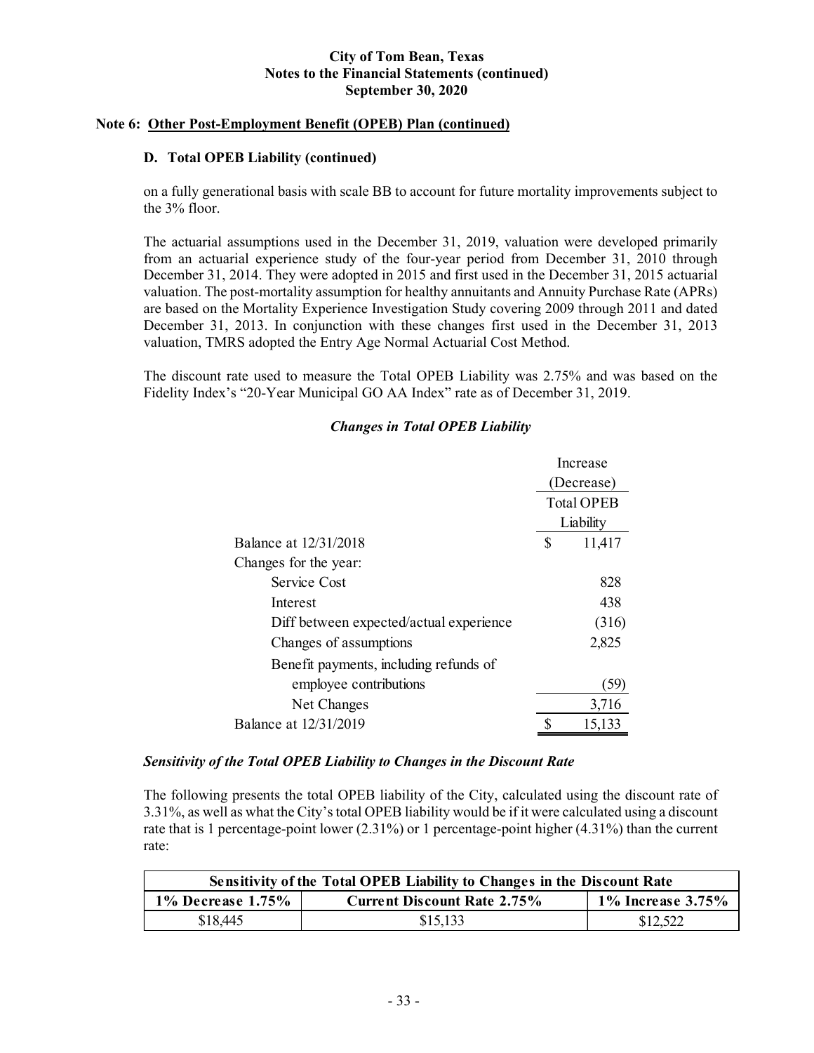**City of Tom Bean, Texas**
**Notes to the Financial Statements (continued)**
**September 30, 2020**

## Note 6: Other Post-Employment Benefit (OPEB) Plan (continued)

### D. Total OPEB Liability (continued)

on a fully generational basis with scale BB to account for future mortality improvements subject to the 3% floor.

The actuarial assumptions used in the December 31, 2019, valuation were developed primarily from an actuarial experience study of the four-year period from December 31, 2010 through December 31, 2014. They were adopted in 2015 and first used in the December 31, 2015 actuarial valuation. The post-mortality assumption for healthy annuitants and Annuity Purchase Rate (APRs) are based on the Mortality Experience Investigation Study covering 2009 through 2011 and dated December 31, 2013. In conjunction with these changes first used in the December 31, 2013 valuation, TMRS adopted the Entry Age Normal Actuarial Cost Method.

The discount rate used to measure the Total OPEB Liability was 2.75% and was based on the Fidelity Index's "20-Year Municipal GO AA Index" rate as of December 31, 2019.

***Changes in Total OPEB Liability***

| | Increase (Decrease) Total OPEB Liability |
|---|---|
| Balance at 12/31/2018 | $ 11,417 |
| Changes for the year: | |
| Service Cost | 828 |
| Interest | 438 |
| Diff between expected/actual experience | (316) |
| Changes of assumptions | 2,825 |
| Benefit payments, including refunds of employee contributions | (59) |
| Net Changes | 3,716 |
| Balance at 12/31/2019 | $ 15,133 |

***Sensitivity of the Total OPEB Liability to Changes in the Discount Rate***

The following presents the total OPEB liability of the City, calculated using the discount rate of 3.31%, as well as what the City's total OPEB liability would be if it were calculated using a discount rate that is 1 percentage-point lower (2.31%) or 1 percentage-point higher (4.31%) than the current rate:

| Sensitivity of the Total OPEB Liability to Changes in the Discount Rate | | |
|---|---|---|
| **1% Decrease 1.75%** | **Current Discount Rate 2.75%** | **1% Increase 3.75%** |
| $18,445 | $15,133 | $12,522 |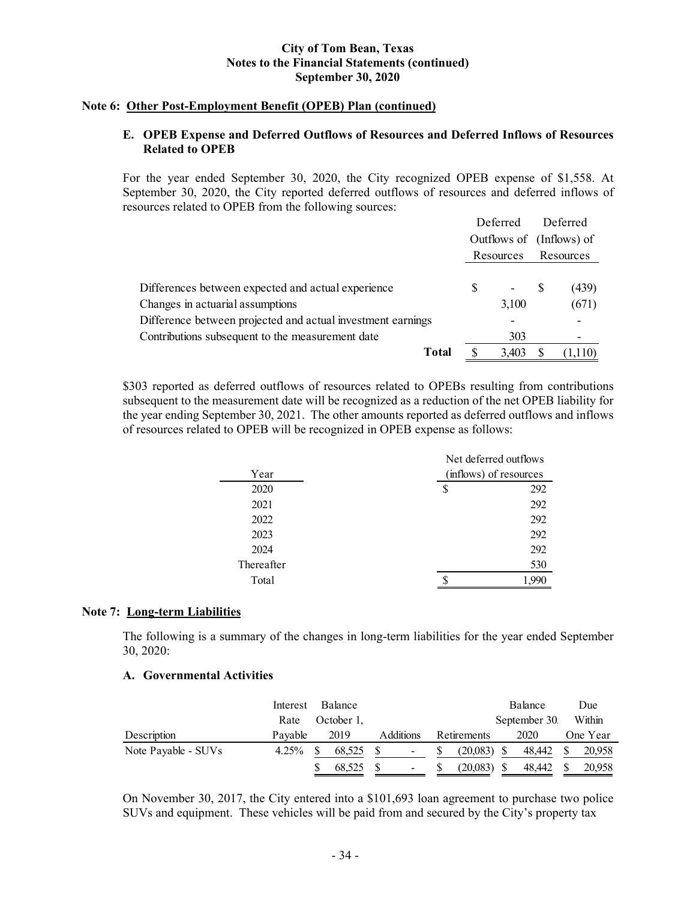## Note 6: Other Post-Employment Benefit (OPEB) Plan (continued)

### E. OPEB Expense and Deferred Outflows of Resources and Deferred Inflows of Resources Related to OPEB

For the year ended September 30, 2020, the City recognized OPEB expense of $1,558. At September 30, 2020, the City reported deferred outflows of resources and deferred inflows of resources related to OPEB from the following sources:

| | Deferred Outflows of Resources | Deferred (Inflows) of Resources |
|---|---|---|
| Differences between expected and actual experience | $ - | $ (439) |
| Changes in actuarial assumptions | 3,100 | (671) |
| Difference between projected and actual investment earnings | - | - |
| Contributions subsequent to the measurement date | 303 | - |
| **Total** | $ 3,403 | $ (1,110) |

$303 reported as deferred outflows of resources related to OPEBs resulting from contributions subsequent to the measurement date will be recognized as a reduction of the net OPEB liability for the year ending September 30, 2021. The other amounts reported as deferred outflows and inflows of resources related to OPEB will be recognized in OPEB expense as follows:

| Year | Net deferred outflows (inflows) of resources |
|---|---|
| 2020 | $ 292 |
| 2021 | 292 |
| 2022 | 292 |
| 2023 | 292 |
| 2024 | 292 |
| Thereafter | 530 |
| Total | $ 1,990 |

## Note 7: Long-term Liabilities

The following is a summary of the changes in long-term liabilities for the year ended September 30, 2020:

### A. Governmental Activities

| Description | Interest Rate Payable | Balance October 1, 2019 | Additions | Retirements | Balance September 30, 2020 | Due Within One Year |
|---|---|---|---|---|---|---|
| Note Payable - SUVs | 4.25% | $ 68,525 | $ - | $ (20,083) | $ 48,442 | $ 20,958 |
| | | $ 68,525 | $ - | $ (20,083) | $ 48,442 | $ 20,958 |

On November 30, 2017, the City entered into a $101,693 loan agreement to purchase two police SUVs and equipment. These vehicles will be paid from and secured by the City's property tax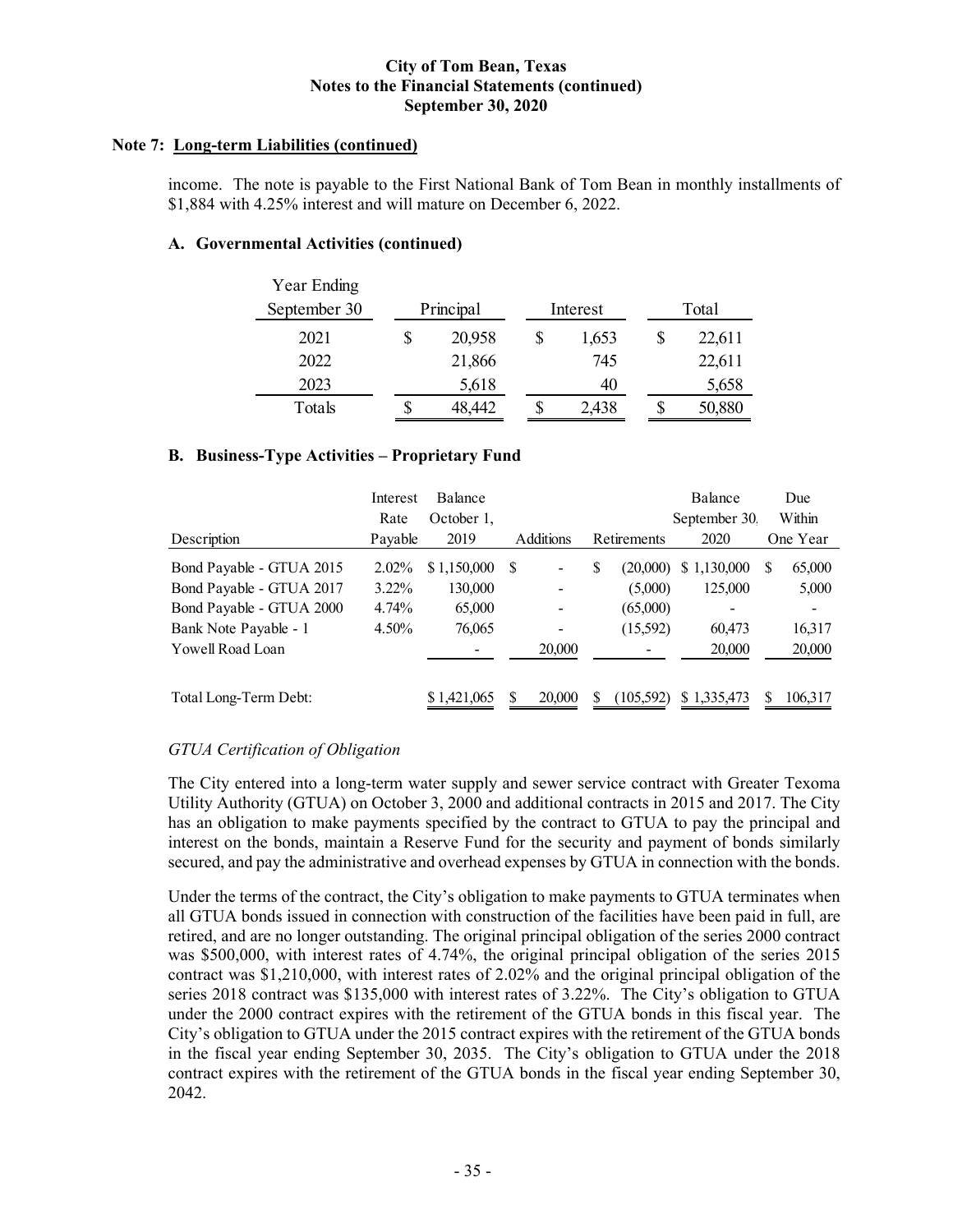**Note 7: Long-term Liabilities (continued)**

income. The note is payable to the First National Bank of Tom Bean in monthly installments of $1,884 with 4.25% interest and will mature on December 6, 2022.

### A. Governmental Activities (continued)

| Year Ending September 30 | Principal | Interest | Total |
|---|---|---|---|
| 2021 | $ 20,958 | $ 1,653 | $ 22,611 |
| 2022 | 21,866 | 745 | 22,611 |
| 2023 | 5,618 | 40 | 5,658 |
| Totals | $ 48,442 | $ 2,438 | $ 50,880 |

### B. Business-Type Activities – Proprietary Fund

| Description | Interest Rate Payable | Balance October 1, 2019 | Additions | Retirements | Balance September 30, 2020 | Due Within One Year |
|---|---|---|---|---|---|---|
| Bond Payable - GTUA 2015 | 2.02% | $ 1,150,000 | $ - | $ (20,000) | $ 1,130,000 | $ 65,000 |
| Bond Payable - GTUA 2017 | 3.22% | 130,000 | - | (5,000) | 125,000 | 5,000 |
| Bond Payable - GTUA 2000 | 4.74% | 65,000 | - | (65,000) | - | - |
| Bank Note Payable - 1 | 4.50% | 76,065 | - | (15,592) | 60,473 | 16,317 |
| Yowell Road Loan | | - | 20,000 | - | 20,000 | 20,000 |
| Total Long-Term Debt: | | $ 1,421,065 | $ 20,000 | $ (105,592) | $ 1,335,473 | $ 106,317 |

*GTUA Certification of Obligation*

The City entered into a long-term water supply and sewer service contract with Greater Texoma Utility Authority (GTUA) on October 3, 2000 and additional contracts in 2015 and 2017. The City has an obligation to make payments specified by the contract to GTUA to pay the principal and interest on the bonds, maintain a Reserve Fund for the security and payment of bonds similarly secured, and pay the administrative and overhead expenses by GTUA in connection with the bonds.

Under the terms of the contract, the City's obligation to make payments to GTUA terminates when all GTUA bonds issued in connection with construction of the facilities have been paid in full, are retired, and are no longer outstanding. The original principal obligation of the series 2000 contract was $500,000, with interest rates of 4.74%, the original principal obligation of the series 2015 contract was $1,210,000, with interest rates of 2.02% and the original principal obligation of the series 2018 contract was $135,000 with interest rates of 3.22%. The City's obligation to GTUA under the 2000 contract expires with the retirement of the GTUA bonds in this fiscal year. The City's obligation to GTUA under the 2015 contract expires with the retirement of the GTUA bonds in the fiscal year ending September 30, 2035. The City's obligation to GTUA under the 2018 contract expires with the retirement of the GTUA bonds in the fiscal year ending September 30, 2042.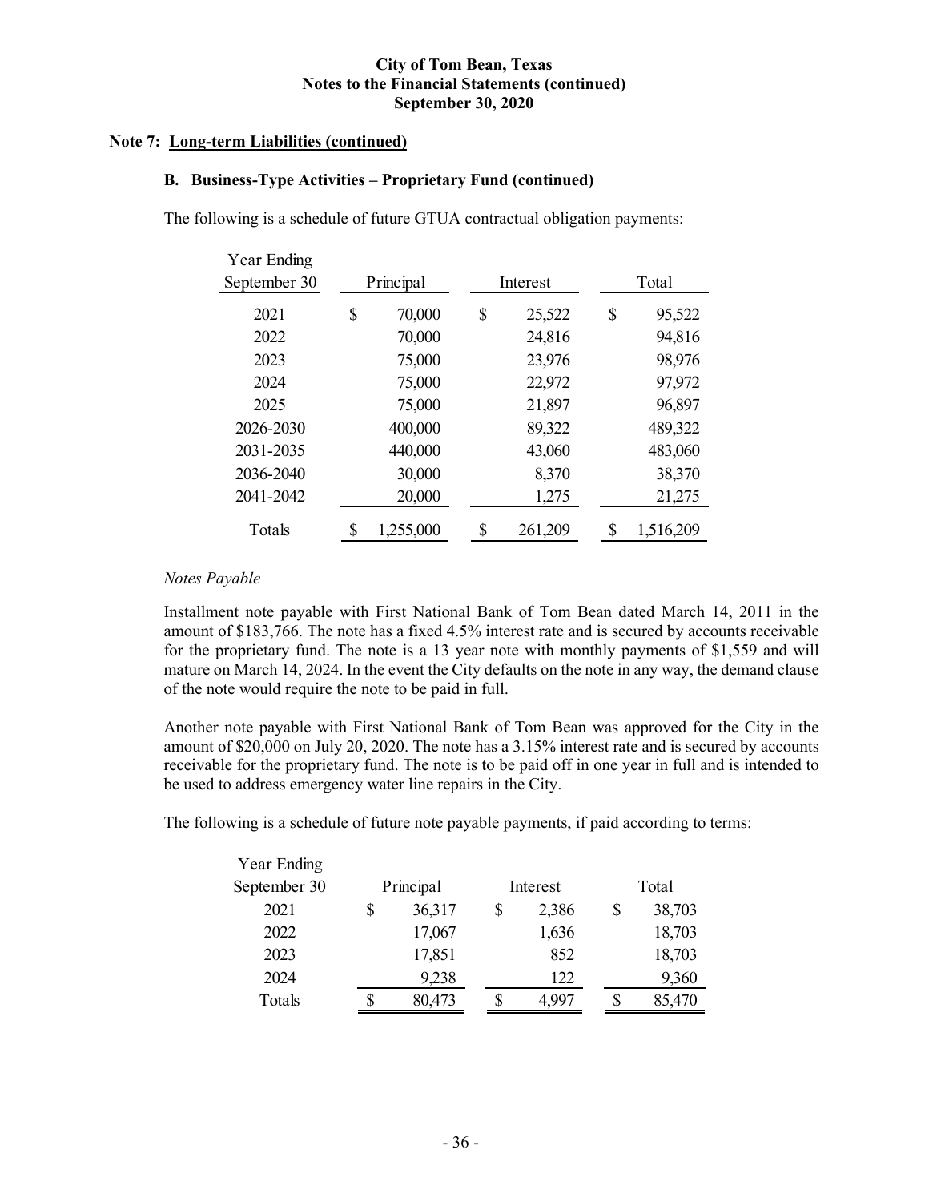## Note 7: Long-term Liabilities (continued)

### B. Business-Type Activities – Proprietary Fund (continued)

The following is a schedule of future GTUA contractual obligation payments:

| Year Ending September 30 | Principal | Interest | Total |
|---|---|---|---|
| 2021 | $ 70,000 | $ 25,522 | $ 95,522 |
| 2022 | 70,000 | 24,816 | 94,816 |
| 2023 | 75,000 | 23,976 | 98,976 |
| 2024 | 75,000 | 22,972 | 97,972 |
| 2025 | 75,000 | 21,897 | 96,897 |
| 2026-2030 | 400,000 | 89,322 | 489,322 |
| 2031-2035 | 440,000 | 43,060 | 483,060 |
| 2036-2040 | 30,000 | 8,370 | 38,370 |
| 2041-2042 | 20,000 | 1,275 | 21,275 |
| Totals | $ 1,255,000 | $ 261,209 | $ 1,516,209 |

*Notes Payable*

Installment note payable with First National Bank of Tom Bean dated March 14, 2011 in the amount of $183,766. The note has a fixed 4.5% interest rate and is secured by accounts receivable for the proprietary fund. The note is a 13 year note with monthly payments of $1,559 and will mature on March 14, 2024. In the event the City defaults on the note in any way, the demand clause of the note would require the note to be paid in full.

Another note payable with First National Bank of Tom Bean was approved for the City in the amount of $20,000 on July 20, 2020. The note has a 3.15% interest rate and is secured by accounts receivable for the proprietary fund. The note is to be paid off in one year in full and is intended to be used to address emergency water line repairs in the City.

The following is a schedule of future note payable payments, if paid according to terms:

| Year Ending September 30 | Principal | Interest | Total |
|---|---|---|---|
| 2021 | $ 36,317 | $ 2,386 | $ 38,703 |
| 2022 | 17,067 | 1,636 | 18,703 |
| 2023 | 17,851 | 852 | 18,703 |
| 2024 | 9,238 | 122 | 9,360 |
| Totals | $ 80,473 | $ 4,997 | $ 85,470 |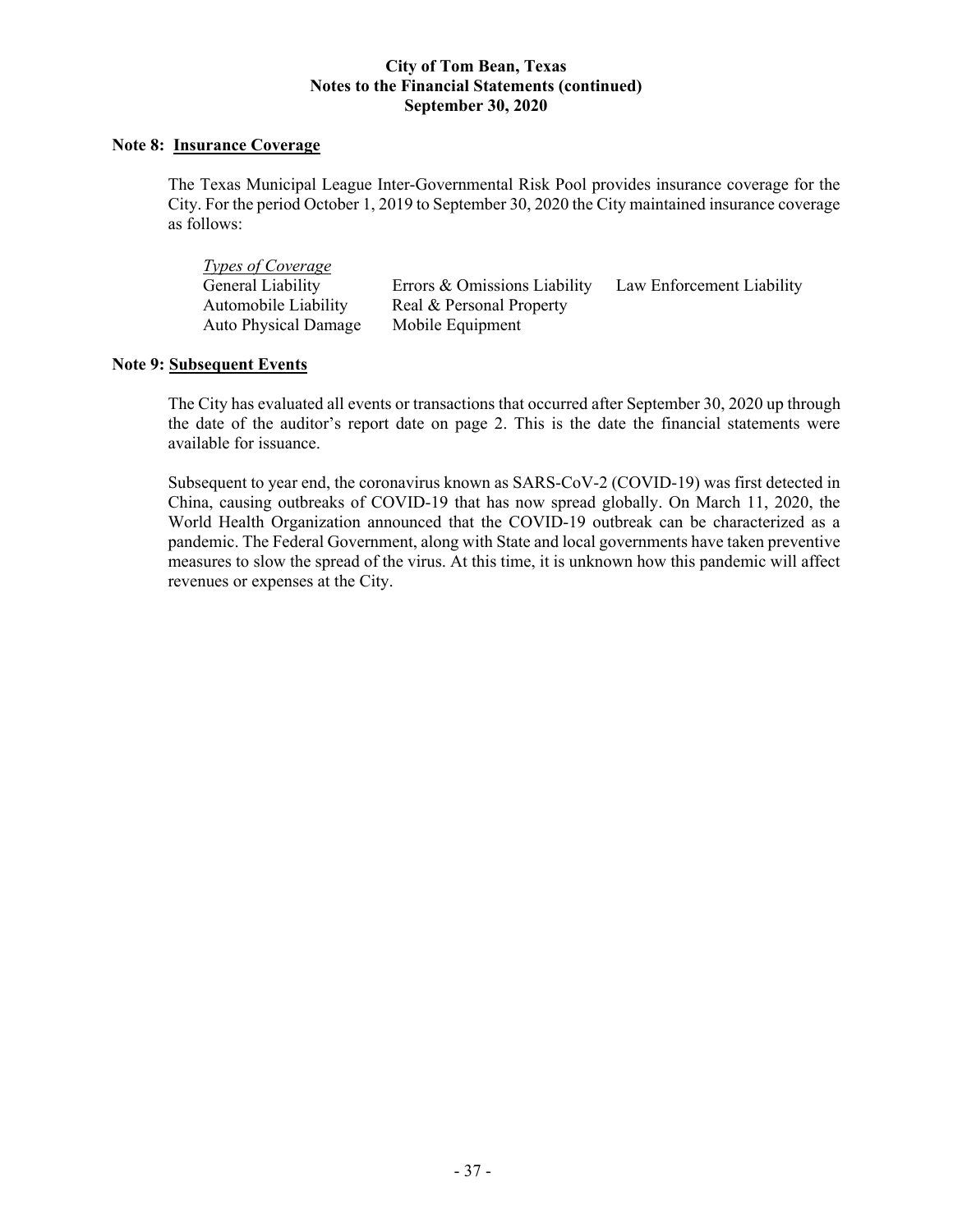**City of Tom Bean, Texas**
**Notes to the Financial Statements (continued)**
**September 30, 2020**

## Note 8: Insurance Coverage

The Texas Municipal League Inter-Governmental Risk Pool provides insurance coverage for the City. For the period October 1, 2019 to September 30, 2020 the City maintained insurance coverage as follows:

*Types of Coverage*

| | | |
|---|---|---|
| General Liability | Errors & Omissions Liability | Law Enforcement Liability |
| Automobile Liability | Real & Personal Property | |
| Auto Physical Damage | Mobile Equipment | |

## Note 9: Subsequent Events

The City has evaluated all events or transactions that occurred after September 30, 2020 up through the date of the auditor's report date on page 2. This is the date the financial statements were available for issuance.

Subsequent to year end, the coronavirus known as SARS-CoV-2 (COVID-19) was first detected in China, causing outbreaks of COVID-19 that has now spread globally. On March 11, 2020, the World Health Organization announced that the COVID-19 outbreak can be characterized as a pandemic. The Federal Government, along with State and local governments have taken preventive measures to slow the spread of the virus. At this time, it is unknown how this pandemic will affect revenues or expenses at the City.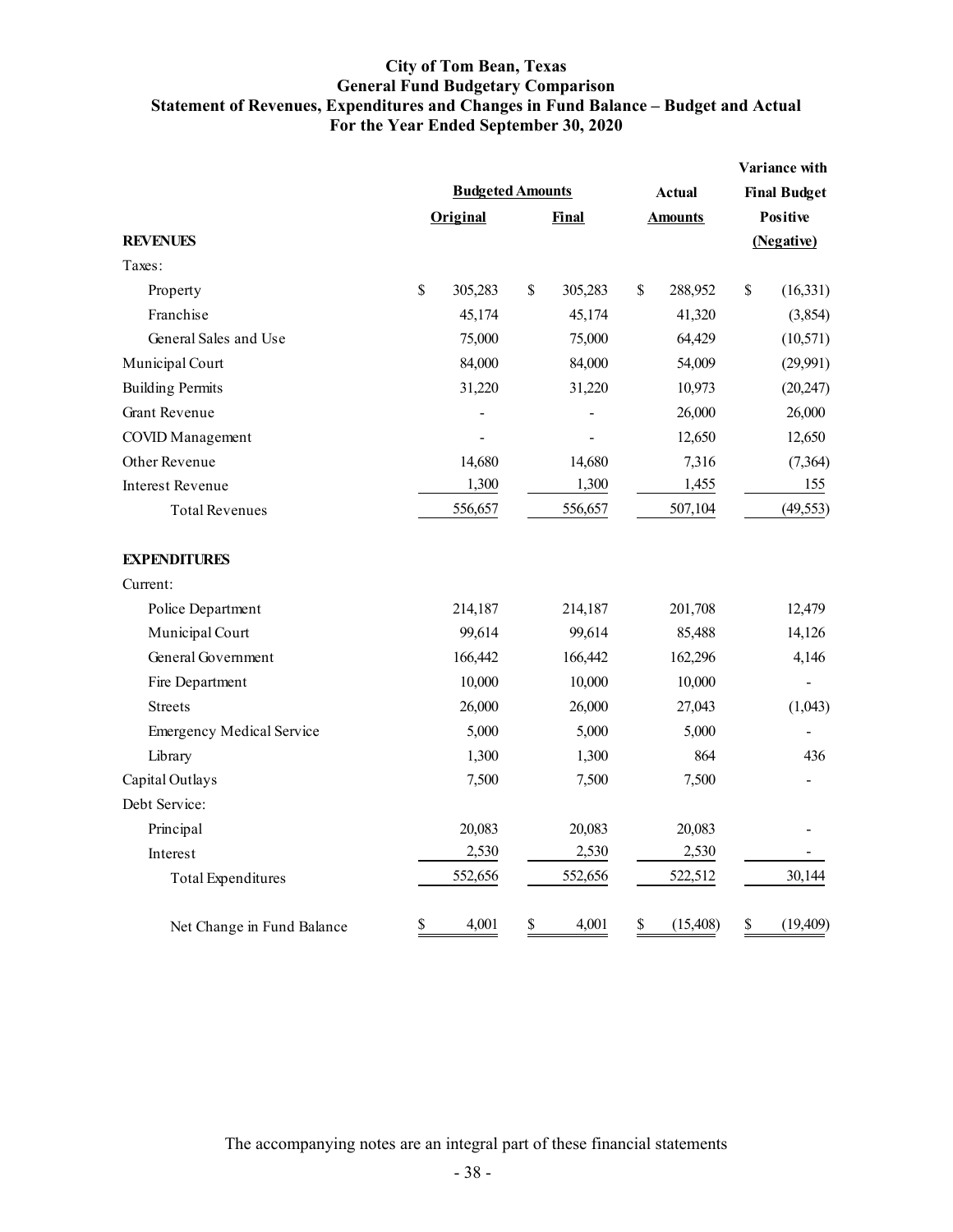# City of Tom Bean, Texas
## General Fund Budgetary Comparison
### Statement of Revenues, Expenditures and Changes in Fund Balance – Budget and Actual
### For the Year Ended September 30, 2020

| | Budgeted Amounts | | Actual | Variance with Final Budget |
|---|---|---|---|---|
| | Original | Final | Amounts | Positive (Negative) |
| **REVENUES** | | | | |
| Taxes: | | | | |
| Property | $ 305,283 | $ 305,283 | $ 288,952 | $ (16,331) |
| Franchise | 45,174 | 45,174 | 41,320 | (3,854) |
| General Sales and Use | 75,000 | 75,000 | 64,429 | (10,571) |
| Municipal Court | 84,000 | 84,000 | 54,009 | (29,991) |
| Building Permits | 31,220 | 31,220 | 10,973 | (20,247) |
| Grant Revenue | - | - | 26,000 | 26,000 |
| COVID Management | - | - | 12,650 | 12,650 |
| Other Revenue | 14,680 | 14,680 | 7,316 | (7,364) |
| Interest Revenue | 1,300 | 1,300 | 1,455 | 155 |
| Total Revenues | 556,657 | 556,657 | 507,104 | (49,553) |
| **EXPENDITURES** | | | | |
| Current: | | | | |
| Police Department | 214,187 | 214,187 | 201,708 | 12,479 |
| Municipal Court | 99,614 | 99,614 | 85,488 | 14,126 |
| General Government | 166,442 | 166,442 | 162,296 | 4,146 |
| Fire Department | 10,000 | 10,000 | 10,000 | - |
| Streets | 26,000 | 26,000 | 27,043 | (1,043) |
| Emergency Medical Service | 5,000 | 5,000 | 5,000 | - |
| Library | 1,300 | 1,300 | 864 | 436 |
| Capital Outlays | 7,500 | 7,500 | 7,500 | - |
| Debt Service: | | | | |
| Principal | 20,083 | 20,083 | 20,083 | - |
| Interest | 2,530 | 2,530 | 2,530 | - |
| Total Expenditures | 552,656 | 552,656 | 522,512 | 30,144 |
| Net Change in Fund Balance | $ 4,001 | $ 4,001 | $ (15,408) | $ (19,409) |

The accompanying notes are an integral part of these financial statements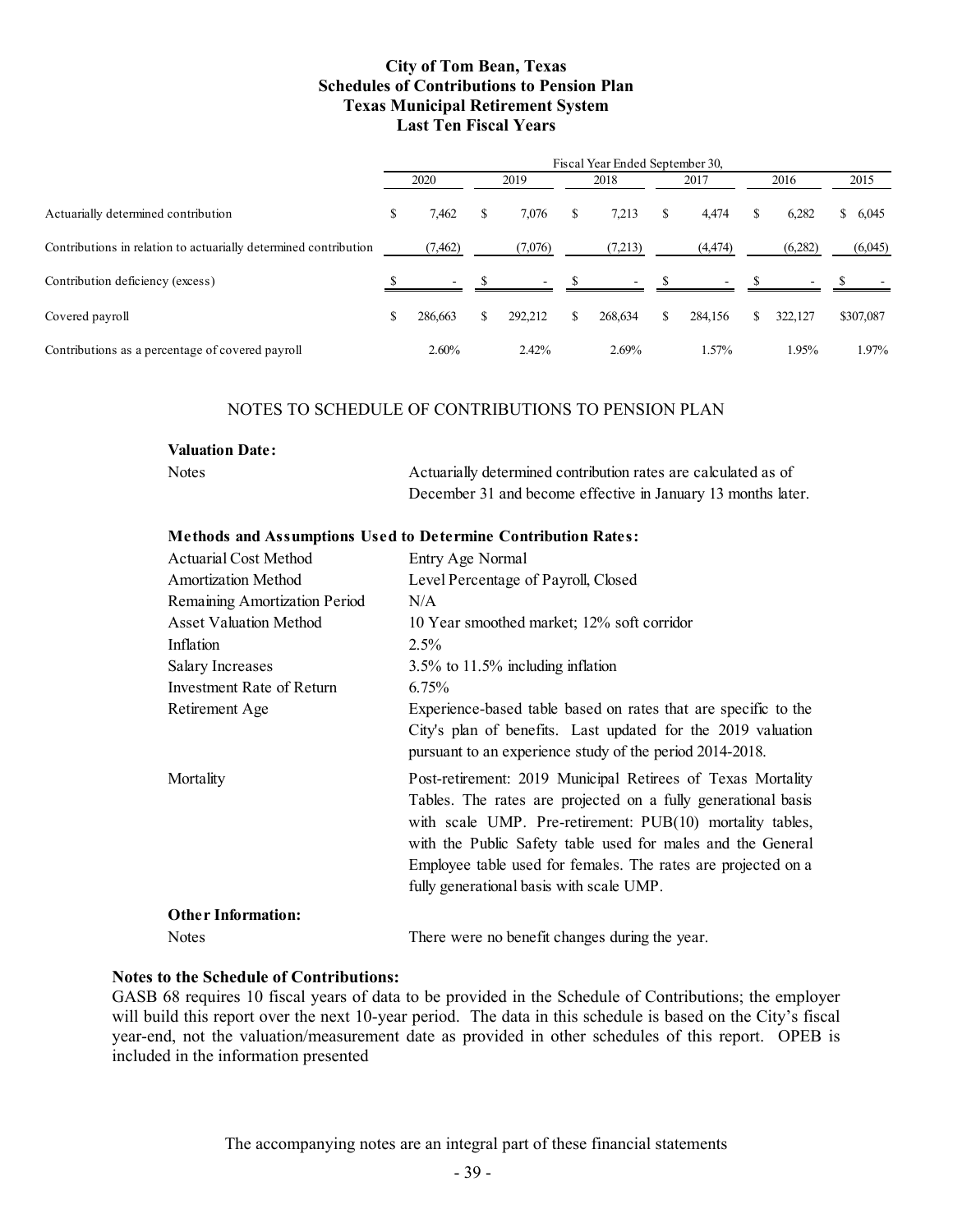# City of Tom Bean, Texas
## Schedules of Contributions to Pension Plan
## Texas Municipal Retirement System
## Last Ten Fiscal Years

| | Fiscal Year Ended September 30, | | | | | |
|---|---|---|---|---|---|---|
| | 2020 | 2019 | 2018 | 2017 | 2016 | 2015 |
| Actuarially determined contribution | $ 7,462 | $ 7,076 | $ 7,213 | $ 4,474 | $ 6,282 | $ 6,045 |
| Contributions in relation to actuarially determined contribution | (7,462) | (7,076) | (7,213) | (4,474) | (6,282) | (6,045) |
| Contribution deficiency (excess) | $ - | $ - | $ - | $ - | $ - | $ - |
| Covered payroll | $ 286,663 | $ 292,212 | $ 268,634 | $ 284,156 | $ 322,127 | $307,087 |
| Contributions as a percentage of covered payroll | 2.60% | 2.42% | 2.69% | 1.57% | 1.95% | 1.97% |

NOTES TO SCHEDULE OF CONTRIBUTIONS TO PENSION PLAN

**Valuation Date:**

| | |
|---|---|
| Notes | Actuarially determined contribution rates are calculated as of December 31 and become effective in January 13 months later. |

**Methods and Assumptions Used to Determine Contribution Rates:**

| | |
|---|---|
| Actuarial Cost Method | Entry Age Normal |
| Amortization Method | Level Percentage of Payroll, Closed |
| Remaining Amortization Period | N/A |
| Asset Valuation Method | 10 Year smoothed market; 12% soft corridor |
| Inflation | 2.5% |
| Salary Increases | 3.5% to 11.5% including inflation |
| Investment Rate of Return | 6.75% |
| Retirement Age | Experience-based table based on rates that are specific to the City's plan of benefits. Last updated for the 2019 valuation pursuant to an experience study of the period 2014-2018. |
| Mortality | Post-retirement: 2019 Municipal Retirees of Texas Mortality Tables. The rates are projected on a fully generational basis with scale UMP. Pre-retirement: PUB(10) mortality tables, with the Public Safety table used for males and the General Employee table used for females. The rates are projected on a fully generational basis with scale UMP. |

**Other Information:**

| | |
|---|---|
| Notes | There were no benefit changes during the year. |

**Notes to the Schedule of Contributions:**

GASB 68 requires 10 fiscal years of data to be provided in the Schedule of Contributions; the employer will build this report over the next 10-year period. The data in this schedule is based on the City's fiscal year-end, not the valuation/measurement date as provided in other schedules of this report. OPEB is included in the information presented

The accompanying notes are an integral part of these financial statements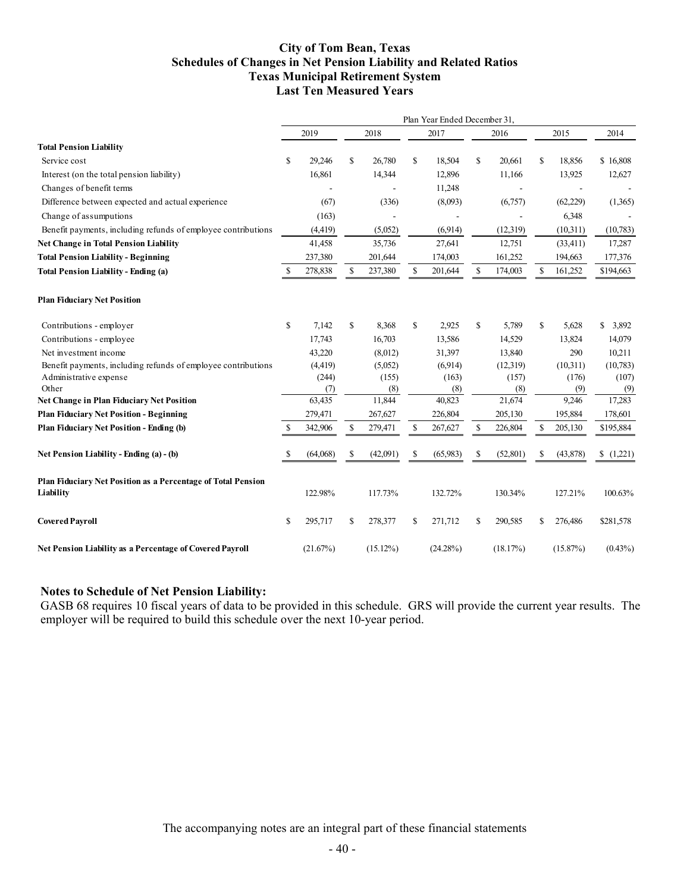# City of Tom Bean, Texas
## Schedules of Changes in Net Pension Liability and Related Ratios
## Texas Municipal Retirement System
## Last Ten Measured Years

| | Plan Year Ended December 31, | | | | | |
|---|---|---|---|---|---|---|
| | 2019 | 2018 | 2017 | 2016 | 2015 | 2014 |
| **Total Pension Liability** | | | | | | |
| Service cost | $ 29,246 | $ 26,780 | $ 18,504 | $ 20,661 | $ 18,856 | $ 16,808 |
| Interest (on the total pension liability) | 16,861 | 14,344 | 12,896 | 11,166 | 13,925 | 12,627 |
| Changes of benefit terms | - | - | 11,248 | - | - | - |
| Difference between expected and actual experience | (67) | (336) | (8,093) | (6,757) | (62,229) | (1,365) |
| Change of assumptions | (163) | - | - | - | 6,348 | - |
| Benefit payments, including refunds of employee contributions | (4,419) | (5,052) | (6,914) | (12,319) | (10,311) | (10,783) |
| **Net Change in Total Pension Liability** | 41,458 | 35,736 | 27,641 | 12,751 | (33,411) | 17,287 |
| **Total Pension Liability - Beginning** | 237,380 | 201,644 | 174,003 | 161,252 | 194,663 | 177,376 |
| **Total Pension Liability - Ending (a)** | $ 278,838 | $ 237,380 | $ 201,644 | $ 174,003 | $ 161,252 | $194,663 |
| **Plan Fiduciary Net Position** | | | | | | |
| Contributions - employer | $ 7,142 | $ 8,368 | $ 2,925 | $ 5,789 | $ 5,628 | $ 3,892 |
| Contributions - employee | 17,743 | 16,703 | 13,586 | 14,529 | 13,824 | 14,079 |
| Net investment income | 43,220 | (8,012) | 31,397 | 13,840 | 290 | 10,211 |
| Benefit payments, including refunds of employee contributions | (4,419) | (5,052) | (6,914) | (12,319) | (10,311) | (10,783) |
| Administrative expense | (244) | (155) | (163) | (157) | (176) | (107) |
| Other | (7) | (8) | (8) | (8) | (9) | (9) |
| **Net Change in Plan Fiduciary Net Position** | 63,435 | 11,844 | 40,823 | 21,674 | 9,246 | 17,283 |
| **Plan Fiduciary Net Position - Beginning** | 279,471 | 267,627 | 226,804 | 205,130 | 195,884 | 178,601 |
| **Plan Fiduciary Net Position - Ending (b)** | $ 342,906 | $ 279,471 | $ 267,627 | $ 226,804 | $ 205,130 | $195,884 |
| **Net Pension Liability - Ending (a) - (b)** | $ (64,068) | $ (42,091) | $ (65,983) | $ (52,801) | $ (43,878) | $ (1,221) |
| **Plan Fiduciary Net Position as a Percentage of Total Pension Liability** | 122.98% | 117.73% | 132.72% | 130.34% | 127.21% | 100.63% |
| **Covered Payroll** | $ 295,717 | $ 278,377 | $ 271,712 | $ 290,585 | $ 276,486 | $281,578 |
| **Net Pension Liability as a Percentage of Covered Payroll** | (21.67%) | (15.12%) | (24.28%) | (18.17%) | (15.87%) | (0.43%) |

**Notes to Schedule of Net Pension Liability:**
GASB 68 requires 10 fiscal years of data to be provided in this schedule. GRS will provide the current year results. The employer will be required to build this schedule over the next 10-year period.

The accompanying notes are an integral part of these financial statements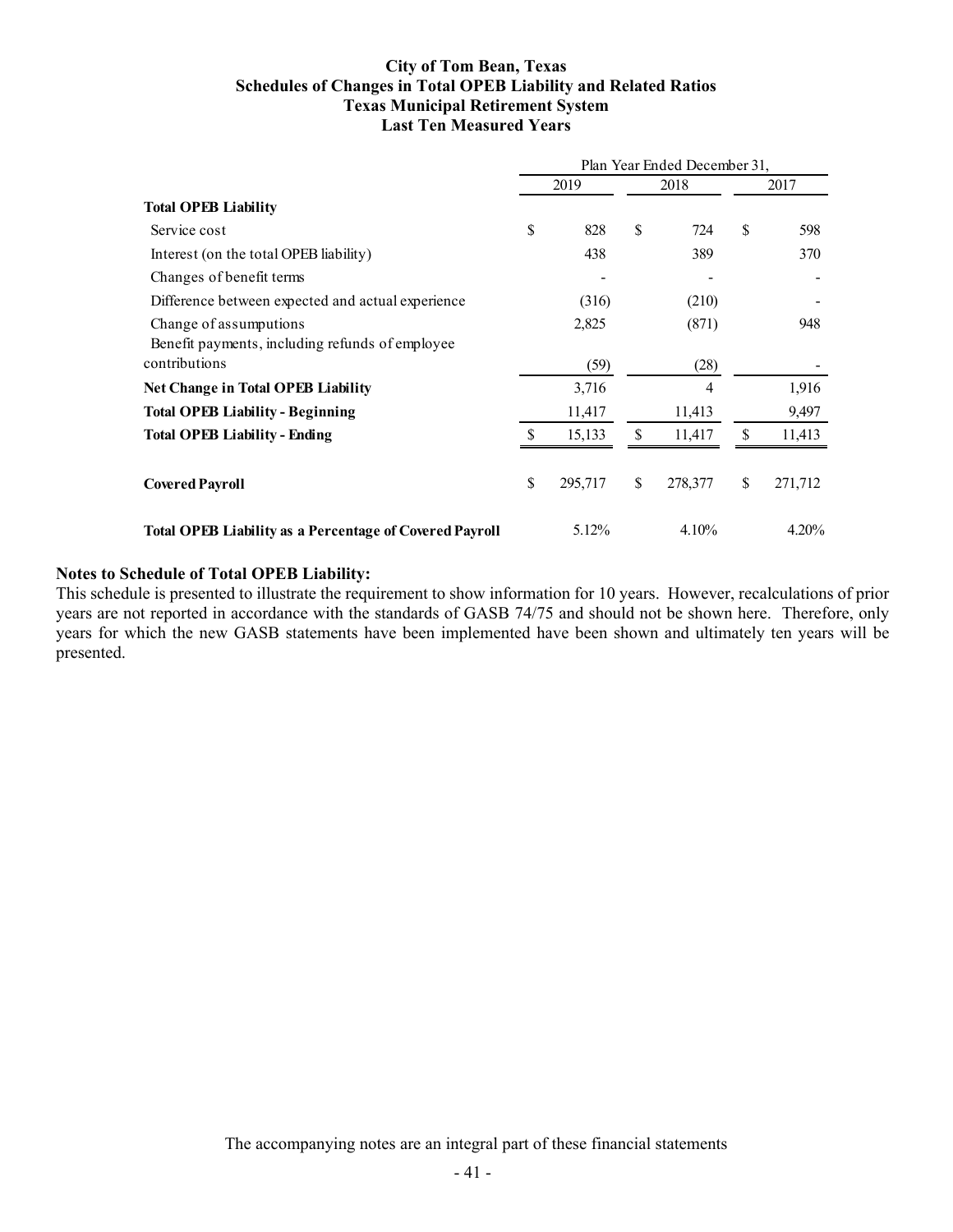# City of Tom Bean, Texas
## Schedules of Changes in Total OPEB Liability and Related Ratios
## Texas Municipal Retirement System
## Last Ten Measured Years

| | Plan Year Ended December 31, | | |
|---|---|---|---|
| | 2019 | 2018 | 2017 |
| **Total OPEB Liability** | | | |
| Service cost | $ 828 | $ 724 | $ 598 |
| Interest (on the total OPEB liability) | 438 | 389 | 370 |
| Changes of benefit terms | - | - | - |
| Difference between expected and actual experience | (316) | (210) | - |
| Change of assumptions | 2,825 | (871) | 948 |
| Benefit payments, including refunds of employee contributions | (59) | (28) | - |
| **Net Change in Total OPEB Liability** | 3,716 | 4 | 1,916 |
| **Total OPEB Liability - Beginning** | 11,417 | 11,413 | 9,497 |
| **Total OPEB Liability - Ending** | $ 15,133 | $ 11,417 | $ 11,413 |
| | | | |
| **Covered Payroll** | $ 295,717 | $ 278,377 | $ 271,712 |
| | | | |
| **Total OPEB Liability as a Percentage of Covered Payroll** | 5.12% | 4.10% | 4.20% |

**Notes to Schedule of Total OPEB Liability:**

This schedule is presented to illustrate the requirement to show information for 10 years. However, recalculations of prior years are not reported in accordance with the standards of GASB 74/75 and should not be shown here. Therefore, only years for which the new GASB statements have been implemented have been shown and ultimately ten years will be presented.

The accompanying notes are an integral part of these financial statements